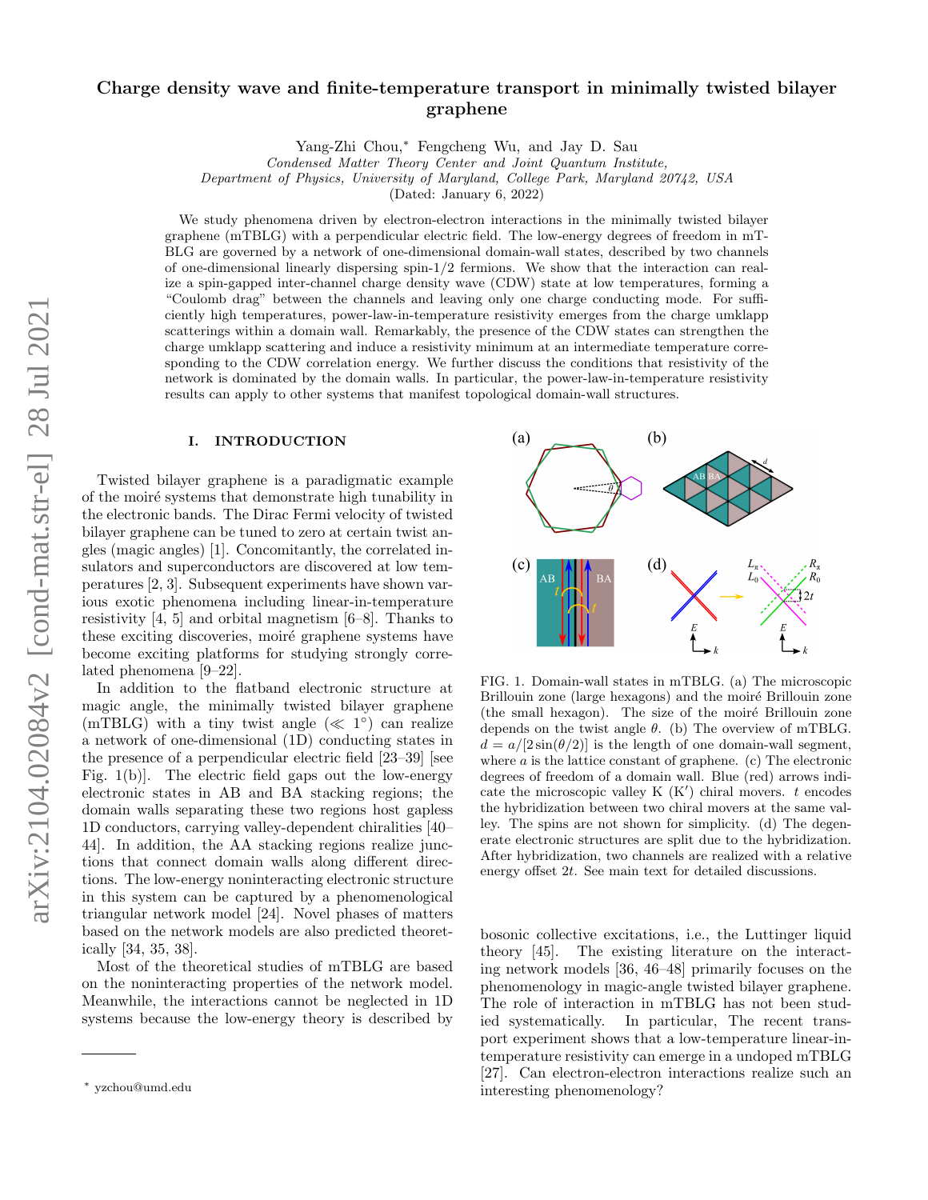# Charge density wave and finite-temperature transport in minimally twisted bilayer graphene

Yang-Zhi Chou,* Fengcheng Wu, and Jay D. Sau

*Condensed Matter Theory Center and Joint Quantum Institute, Department of Physics, University of Maryland, College Park, Maryland 20742, USA*

(Dated: January 6, 2022)

We study phenomena driven by electron-electron interactions in the minimally twisted bilayer graphene (mTBLG) with a perpendicular electric field. The low-energy degrees of freedom in mTBLG are governed by a network of one-dimensional domain-wall states, described by two channels of one-dimensional linearly dispersing spin-1/2 fermions. We show that the interaction can realize a spin-gapped inter-channel charge density wave (CDW) state at low temperatures, forming a "Coulomb drag" between the channels and leaving only one charge conducting mode. For sufficiently high temperatures, power-law-in-temperature resistivity emerges from the charge umklapp scatterings within a domain wall. Remarkably, the presence of the CDW states can strengthen the charge umklapp scattering and induce a resistivity minimum at an intermediate temperature corresponding to the CDW correlation energy. We further discuss the conditions that resistivity of the network is dominated by the domain walls. In particular, the power-law-in-temperature resistivity results can apply to other systems that manifest topological domain-wall structures.

## I. INTRODUCTION

Twisted bilayer graphene is a paradigmatic example of the moiré systems that demonstrate high tunability in the electronic bands. The Dirac Fermi velocity of twisted bilayer graphene can be tuned to zero at certain twist angles (magic angles) [1]. Concomitantly, the correlated insulators and superconductors are discovered at low temperatures [2, 3]. Subsequent experiments have shown various exotic phenomena including linear-in-temperature resistivity [4, 5] and orbital magnetism [6–8]. Thanks to these exciting discoveries, moiré graphene systems have become exciting platforms for studying strongly correlated phenomena [9–22].

In addition to the flatband electronic structure at magic angle, the minimally twisted bilayer graphene (mTBLG) with a tiny twist angle ($\ll 1^\circ$) can realize a network of one-dimensional (1D) conducting states in the presence of a perpendicular electric field [23–39] [see Fig. 1(b)]. The electric field gaps out the low-energy electronic states in AB and BA stacking regions; the domain walls separating these two regions host gapless 1D conductors, carrying valley-dependent chiralities [40–44]. In addition, the AA stacking regions realize junctions that connect domain walls along different directions. The low-energy noninteracting electronic structure in this system can be captured by a phenomenological triangular network model [24]. Novel phases of matters based on the network models are also predicted theoretically [34, 35, 38].

Most of the theoretical studies of mTBLG are based on the noninteracting properties of the network model. Meanwhile, the interactions cannot be neglected in 1D systems because the low-energy theory is described by bosonic collective excitations, i.e., the Luttinger liquid theory [45]. The existing literature on the interacting network models [36, 46–48] primarily focuses on the phenomenology in magic-angle twisted bilayer graphene. The role of interaction in mTBLG has not been studied systematically. In particular, The recent transport experiment shows that a low-temperature linear-in-temperature resistivity can emerge in a undoped mTBLG [27]. Can electron-electron interactions realize such an interesting phenomenology?

(a) $\theta$

(b) AB BA $d$

(c) AB BA $t$ $t$

(d) $L_\pi$ $R_\pi$ $L_0$ $R_0$ $2t$ $E$ $k$ $E$ $k$

FIG. 1. Domain-wall states in mTBLG. (a) The microscopic Brillouin zone (large hexagons) and the moiré Brillouin zone (the small hexagon). The size of the moiré Brillouin zone depends on the twist angle $\theta$. (b) The overview of mTBLG. $d = a/[2\sin(\theta/2)]$ is the length of one domain-wall segment, where $a$ is the lattice constant of graphene. (c) The electronic degrees of freedom of a domain wall. Blue (red) arrows indicate the microscopic valley K (K′) chiral movers. $t$ encodes the hybridization between two chiral movers at the same valley. The spins are not shown for simplicity. (d) The degenerate electronic structures are split due to the hybridization. After hybridization, two channels are realized with a relative energy offset $2t$. See main text for detailed discussions.

---

* yzchou@umd.edu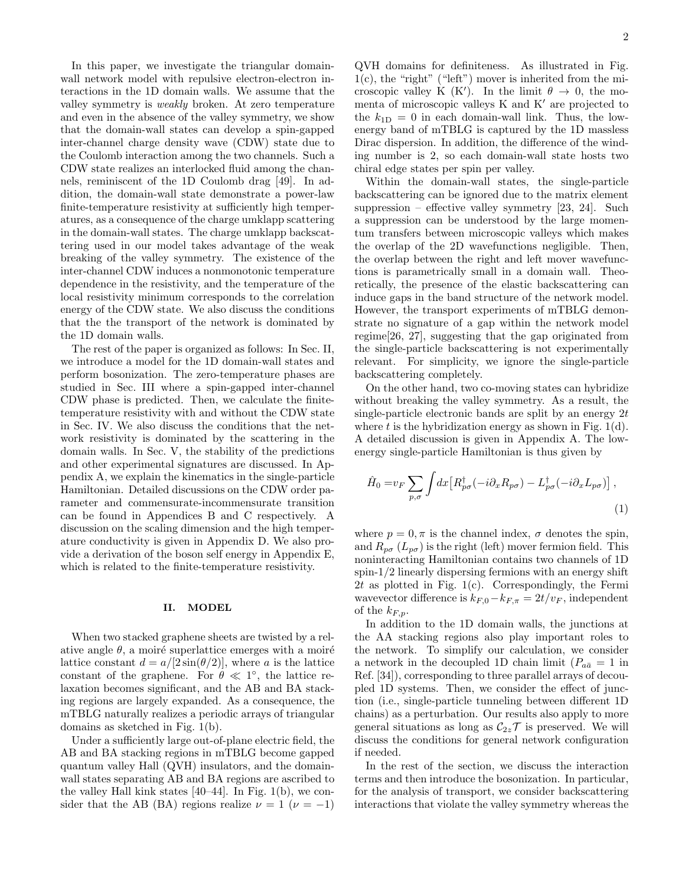In this paper, we investigate the triangular domain-wall network model with repulsive electron-electron interactions in the 1D domain walls. We assume that the valley symmetry is *weakly* broken. At zero temperature and even in the absence of the valley symmetry, we show that the domain-wall states can develop a spin-gapped inter-channel charge density wave (CDW) state due to the Coulomb interaction among the two channels. Such a CDW state realizes an interlocked fluid among the channels, reminiscent of the 1D Coulomb drag [49]. In addition, the domain-wall state demonstrate a power-law finite-temperature resistivity at sufficiently high temperatures, as a consequence of the charge umklapp scattering in the domain-wall states. The charge umklapp backscattering used in our model takes advantage of the weak breaking of the valley symmetry. The existence of the inter-channel CDW induces a nonmonotonic temperature dependence in the resistivity, and the temperature of the local resistivity minimum corresponds to the correlation energy of the CDW state. We also discuss the conditions that the the transport of the network is dominated by the 1D domain walls.

The rest of the paper is organized as follows: In Sec. II, we introduce a model for the 1D domain-wall states and perform bosonization. The zero-temperature phases are studied in Sec. III where a spin-gapped inter-channel CDW phase is predicted. Then, we calculate the finite-temperature resistivity with and without the CDW state in Sec. IV. We also discuss the conditions that the network resistivity is dominated by the scattering in the domain walls. In Sec. V, the stability of the predictions and other experimental signatures are discussed. In Appendix A, we explain the kinematics in the single-particle Hamiltonian. Detailed discussions on the CDW order parameter and commensurate-incommensurate transition can be found in Appendices B and C respectively. A discussion on the scaling dimension and the high temperature conductivity is given in Appendix D. We also provide a derivation of the boson self energy in Appendix E, which is related to the finite-temperature resistivity.

## II. MODEL

When two stacked graphene sheets are twisted by a relative angle $\theta$, a moiré superlattice emerges with a moiré lattice constant $d = a/[2\sin(\theta/2)]$, where $a$ is the lattice constant of the graphene. For $\theta \ll 1^\circ$, the lattice relaxation becomes significant, and the AB and BA stacking regions are largely expanded. As a consequence, the mTBLG naturally realizes a periodic arrays of triangular domains as sketched in Fig. 1(b).

Under a sufficiently large out-of-plane electric field, the AB and BA stacking regions in mTBLG become gapped quantum valley Hall (QVH) insulators, and the domain-wall states separating AB and BA regions are ascribed to the valley Hall kink states [40–44]. In Fig. 1(b), we consider that the AB (BA) regions realize $\nu = 1$ ($\nu = -1$) QVH domains for definiteness. As illustrated in Fig. 1(c), the "right" ("left") mover is inherited from the microscopic valley K (K′). In the limit $\theta \to 0$, the momenta of microscopic valleys K and K′ are projected to the $k_{1\text{D}} = 0$ in each domain-wall link. Thus, the low-energy band of mTBLG is captured by the 1D massless Dirac dispersion. In addition, the difference of the winding number is 2, so each domain-wall state hosts two chiral edge states per spin per valley.

Within the domain-wall states, the single-particle backscattering can be ignored due to the matrix element suppression – effective valley symmetry [23, 24]. Such a suppression can be understood by the large momentum transfers between microscopic valleys which makes the overlap of the 2D wavefunctions negligible. Then, the overlap between the right and left mover wavefunctions is parametrically small in a domain wall. Theoretically, the presence of the elastic backscattering can induce gaps in the band structure of the network model. However, the transport experiments of mTBLG demonstrate no signature of a gap within the network model regime[26, 27], suggesting that the gap originated from the single-particle backscattering is not experimentally relevant. For simplicity, we ignore the single-particle backscattering completely.

On the other hand, two co-moving states can hybridize without breaking the valley symmetry. As a result, the single-particle electronic bands are split by an energy $2t$ where $t$ is the hybridization energy as shown in Fig. 1(d). A detailed discussion is given in Appendix A. The low-energy single-particle Hamiltonian is thus given by

$$\hat{H}_0 = v_F \sum_{p,\sigma} \int dx \big[ R^\dagger_{p\sigma}(-i\partial_x R_{p\sigma}) - L^\dagger_{p\sigma}(-i\partial_x L_{p\sigma}) \big] , \tag{1}$$

where $p = 0, \pi$ is the channel index, $\sigma$ denotes the spin, and $R_{p\sigma}$ ($L_{p\sigma}$) is the right (left) mover fermion field. This noninteracting Hamiltonian contains two channels of 1D spin-1/2 linearly dispersing fermions with an energy shift $2t$ as plotted in Fig. 1(c). Correspondingly, the Fermi wavevector difference is $k_{F,0} - k_{F,\pi} = 2t/v_F$, independent of the $k_{F,p}$.

In addition to the 1D domain walls, the junctions at the AA stacking regions also play important roles to the network. To simplify our calculation, we consider a network in the decoupled 1D chain limit ($P_{a\bar{a}} = 1$ in Ref. [34]), corresponding to three parallel arrays of decoupled 1D systems. Then, we consider the effect of junction (i.e., single-particle tunneling between different 1D chains) as a perturbation. Our results also apply to more general situations as long as $\mathcal{C}_{2z}\mathcal{T}$ is preserved. We will discuss the conditions for general network configuration if needed.

In the rest of the section, we discuss the interaction terms and then introduce the bosonization. In particular, for the analysis of transport, we consider backscattering interactions that violate the valley symmetry whereas the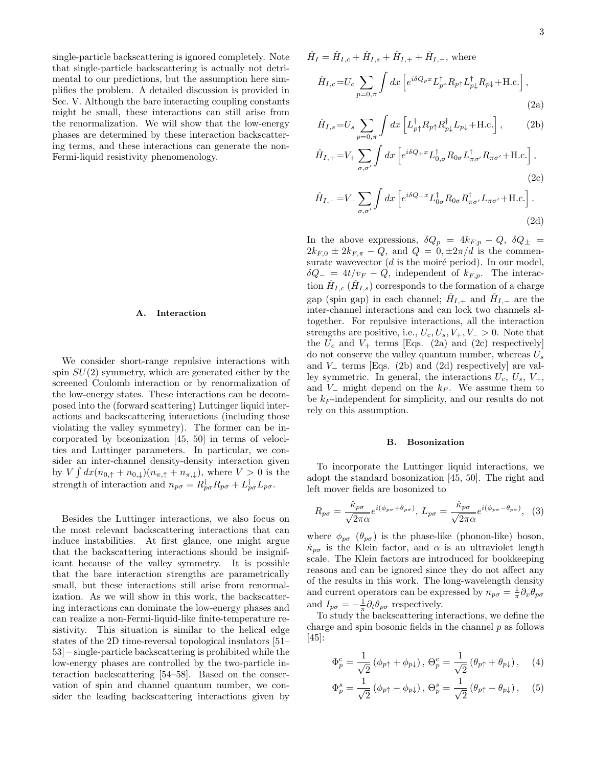single-particle backscattering is ignored completely. Note that single-particle backscattering is actually not detrimental to our predictions, but the assumption here simplifies the problem. A detailed discussion is provided in Sec. V. Although the bare interacting coupling constants might be small, these interactions can still arise from the renormalization. We will show that the low-energy phases are determined by these interaction backscattering terms, and these interactions can generate the non-Fermi-liquid resistivity phenomenology.

### A. Interaction

We consider short-range repulsive interactions with spin $SU(2)$ symmetry, which are generated either by the screened Coulomb interaction or by renormalization of the low-energy states. These interactions can be decomposed into the (forward scattering) Luttinger liquid interactions and backscattering interactions (including those violating the valley symmetry). The former can be incorporated by bosonization [45, 50] in terms of velocities and Luttinger parameters. In particular, we consider an inter-channel density-density interaction given by $V\int dx(n_{0,\uparrow}+n_{0,\downarrow})(n_{\pi,\uparrow}+n_{\pi,\downarrow})$, where $V>0$ is the strength of interaction and $n_{p\sigma}=R^\dagger_{p\sigma}R_{p\sigma}+L^\dagger_{p\sigma}L_{p\sigma}$.

Besides the Luttinger interactions, we also focus on the most relevant backscattering interactions that can induce instabilities. At first glance, one might argue that the backscattering interactions should be insignificant because of the valley symmetry. It is possible that the bare interaction strengths are parametrically small, but these interactions still arise from renormalization. As we will show in this work, the backscattering interactions can dominate the low-energy phases and can realize a non-Fermi-liquid-like finite-temperature resistivity. This situation is similar to the helical edge states of the 2D time-reversal topological insulators [51–53] – single-particle backscattering is prohibited while the low-energy phases are controlled by the two-particle interaction backscattering [54–58]. Based on the conservation of spin and channel quantum number, we consider the leading backscattering interactions given by $\hat{H}_I=\hat{H}_{I,c}+\hat{H}_{I,s}+\hat{H}_{I,+}+\hat{H}_{I,-}$, where

$$\hat{H}_{I,c}=U_c\sum_{p=0,\pi}\int dx\left[e^{i\delta Q_p x}L^\dagger_{p\uparrow}R_{p\uparrow}L^\dagger_{p\downarrow}R_{p\downarrow}+\text{H.c.}\right], \tag{2a}$$

$$\hat{H}_{I,s}=U_s\sum_{p=0,\pi}\int dx\left[L^\dagger_{p\uparrow}R_{p\uparrow}R^\dagger_{p\downarrow}L_{p\downarrow}+\text{H.c.}\right], \tag{2b}$$

$$\hat{H}_{I,+}=V_+\sum_{\sigma,\sigma'}\int dx\left[e^{i\delta Q_+ x}L^\dagger_{0,\sigma}R_{0\sigma}L^\dagger_{\pi\sigma'}R_{\pi\sigma'}+\text{H.c.}\right], \tag{2c}$$

$$\hat{H}_{I,-}=V_-\sum_{\sigma,\sigma'}\int dx\left[e^{i\delta Q_- x}L^\dagger_{0\sigma}R_{0\sigma}R^\dagger_{\pi\sigma'}L_{\pi\sigma'}+\text{H.c.}\right]. \tag{2d}$$

In the above expressions, $\delta Q_p=4k_{F,p}-Q$, $\delta Q_\pm=2k_{F,0}\pm 2k_{F,\pi}-Q$, and $Q=0,\pm 2\pi/d$ is the commensurate wavevector ($d$ is the moiré period). In our model, $\delta Q_-=4t/v_F-Q$, independent of $k_{F,p}$. The interaction $\hat{H}_{I,c}$ ($\hat{H}_{I,s}$) corresponds to the formation of a charge gap (spin gap) in each channel; $\hat{H}_{I,+}$ and $\hat{H}_{I,-}$ are the inter-channel interactions and can lock two channels altogether. For repulsive interactions, all the interaction strengths are positive, i.e., $U_c, U_s, V_+, V_->0$. Note that the $U_c$ and $V_+$ terms [Eqs. (2a) and (2c) respectively] do not conserve the valley quantum number, whereas $U_s$ and $V_-$ terms [Eqs. (2b) and (2d) respectively] are valley symmetric. In general, the interactions $U_c$, $U_s$, $V_+$, and $V_-$ might depend on the $k_F$. We assume them to be $k_F$-independent for simplicity, and our results do not rely on this assumption.

### B. Bosonization

To incorporate the Luttinger liquid interactions, we adopt the standard bosonization [45, 50]. The right and left mover fields are bosonized to

$$R_{p\sigma}=\frac{\hat{\kappa}_{p\sigma}}{\sqrt{2\pi\alpha}}e^{i(\phi_{p\sigma}+\theta_{p\sigma})},\ L_{p\sigma}=\frac{\hat{\kappa}_{p\sigma}}{\sqrt{2\pi\alpha}}e^{i(\phi_{p\sigma}-\theta_{p\sigma})}, \tag{3}$$

where $\phi_{p\sigma}$ ($\theta_{p\sigma}$) is the phase-like (phonon-like) boson, $\hat{\kappa}_{p\sigma}$ is the Klein factor, and $\alpha$ is an ultraviolet length scale. The Klein factors are introduced for bookkeeping reasons and can be ignored since they do not affect any of the results in this work. The long-wavelength density and current operators can be expressed by $n_{p\sigma}=\frac{1}{\pi}\partial_x\theta_{p\sigma}$ and $I_{p\sigma}=-\frac{1}{\pi}\partial_t\theta_{p\sigma}$ respectively.

To study the backscattering interactions, we define the charge and spin bosonic fields in the channel $p$ as follows [45]:

$$\Phi^c_p=\frac{1}{\sqrt{2}}\left(\phi_{p\uparrow}+\phi_{p\downarrow}\right),\ \Theta^c_p=\frac{1}{\sqrt{2}}\left(\theta_{p\uparrow}+\theta_{p\downarrow}\right), \tag{4}$$

$$\Phi^s_p=\frac{1}{\sqrt{2}}\left(\phi_{p\uparrow}-\phi_{p\downarrow}\right),\ \Theta^s_p=\frac{1}{\sqrt{2}}\left(\theta_{p\uparrow}-\theta_{p\downarrow}\right), \tag{5}$$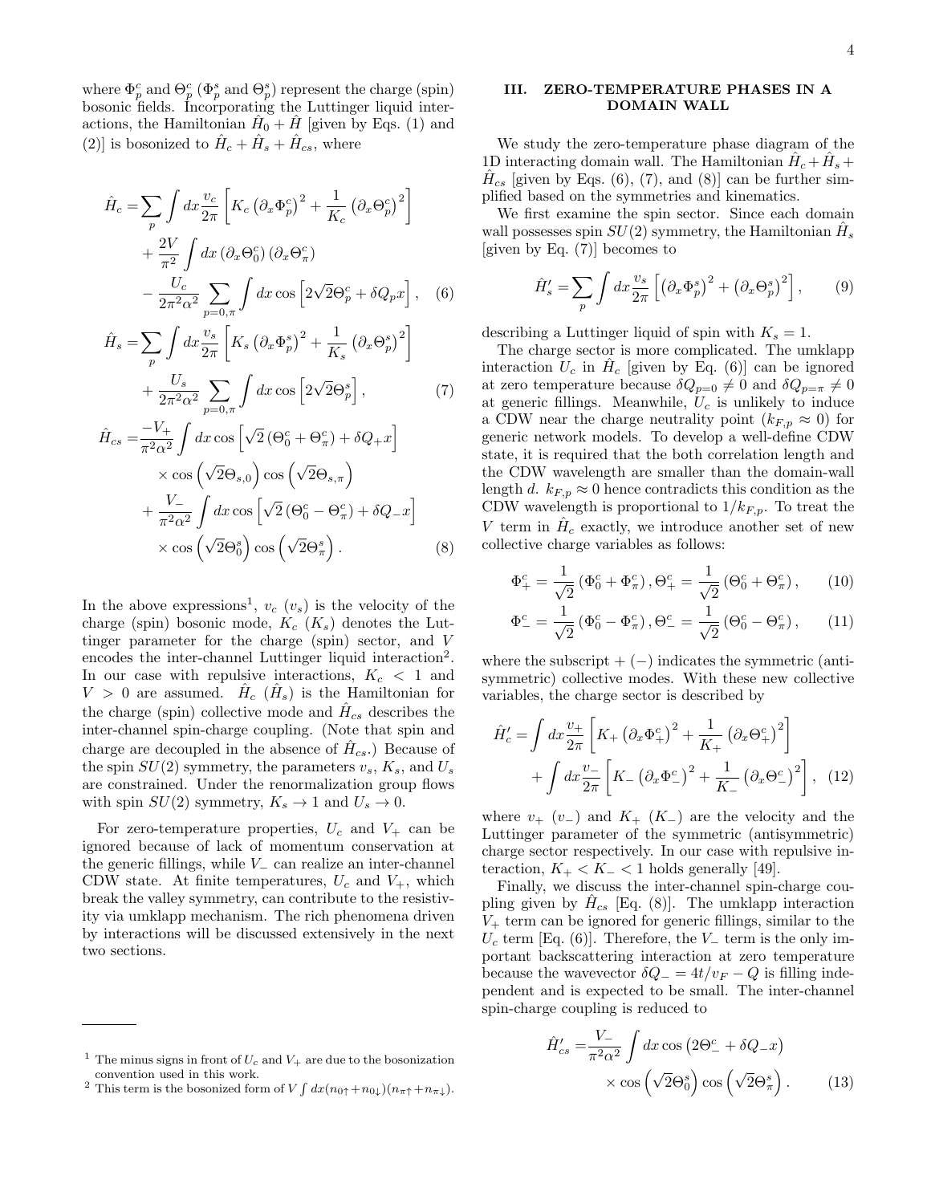where $\Phi_p^c$ and $\Theta_p^c$ ($\Phi_p^s$ and $\Theta_p^s$) represent the charge (spin) bosonic fields. Incorporating the Luttinger liquid interactions, the Hamiltonian $\hat{H}_0 + \hat{H}$ [given by Eqs. (1) and (2)] is bosonized to $\hat{H}_c + \hat{H}_s + \hat{H}_{cs}$, where

$$\begin{aligned}
\hat{H}_c =& \sum_p \int dx \frac{v_c}{2\pi} \left[ K_c \left(\partial_x \Phi_p^c\right)^2 + \frac{1}{K_c} \left(\partial_x \Theta_p^c\right)^2 \right] \\
&+ \frac{2V}{\pi^2} \int dx \left(\partial_x \Theta_0^c\right) \left(\partial_x \Theta_\pi^c\right) \\
&- \frac{U_c}{2\pi^2\alpha^2} \sum_{p=0,\pi} \int dx \cos\left[2\sqrt{2}\Theta_p^c + \delta Q_p x\right], \quad (6)
\end{aligned}$$

$$\begin{aligned}
\hat{H}_s =& \sum_p \int dx \frac{v_s}{2\pi} \left[ K_s \left(\partial_x \Phi_p^s\right)^2 + \frac{1}{K_s} \left(\partial_x \Theta_p^s\right)^2 \right] \\
&+ \frac{U_s}{2\pi^2\alpha^2} \sum_{p=0,\pi} \int dx \cos\left[2\sqrt{2}\Theta_p^s\right], \quad (7)
\end{aligned}$$

$$\begin{aligned}
\hat{H}_{cs} =& \frac{-V_+}{\pi^2\alpha^2} \int dx \cos\left[\sqrt{2}\left(\Theta_0^c + \Theta_\pi^c\right) + \delta Q_+ x\right] \\
&\times \cos\left(\sqrt{2}\Theta_{s,0}\right) \cos\left(\sqrt{2}\Theta_{s,\pi}\right) \\
&+ \frac{V_-}{\pi^2\alpha^2} \int dx \cos\left[\sqrt{2}\left(\Theta_0^c - \Theta_\pi^c\right) + \delta Q_- x\right] \\
&\times \cos\left(\sqrt{2}\Theta_0^s\right) \cos\left(\sqrt{2}\Theta_\pi^s\right). \quad (8)
\end{aligned}$$

In the above expressions[1], $v_c$ ($v_s$) is the velocity of the charge (spin) bosonic mode, $K_c$ ($K_s$) denotes the Luttinger parameter for the charge (spin) sector, and $V$ encodes the inter-channel Luttinger liquid interaction[2]. In our case with repulsive interactions, $K_c < 1$ and $V > 0$ are assumed. $\hat{H}_c$ ($\hat{H}_s$) is the Hamiltonian for the charge (spin) collective mode and $\hat{H}_{cs}$ describes the inter-channel spin-charge coupling. (Note that spin and charge are decoupled in the absence of $\hat{H}_{cs}$.) Because of the spin $SU(2)$ symmetry, the parameters $v_s$, $K_s$, and $U_s$ are constrained. Under the renormalization group flows with spin $SU(2)$ symmetry, $K_s \to 1$ and $U_s \to 0$.

For zero-temperature properties, $U_c$ and $V_+$ can be ignored because of lack of momentum conservation at the generic fillings, while $V_-$ can realize an inter-channel CDW state. At finite temperatures, $U_c$ and $V_+$, which break the valley symmetry, can contribute to the resistivity via umklapp mechanism. The rich phenomena driven by interactions will be discussed extensively in the next two sections.

[1] The minus signs in front of $U_c$ and $V_+$ are due to the bosonization convention used in this work.

[2] This term is the bosonized form of $V \int dx (n_{0\uparrow} + n_{0\downarrow})(n_{\pi\uparrow} + n_{\pi\downarrow})$.

## III. ZERO-TEMPERATURE PHASES IN A DOMAIN WALL

We study the zero-temperature phase diagram of the 1D interacting domain wall. The Hamiltonian $\hat{H}_c + \hat{H}_s + \hat{H}_{cs}$ [given by Eqs. (6), (7), and (8)] can be further simplified based on the symmetries and kinematics.

We first examine the spin sector. Since each domain wall possesses spin $SU(2)$ symmetry, the Hamiltonian $\hat{H}_s$ [given by Eq. (7)] becomes to

$$\hat{H}_s' = \sum_p \int dx \frac{v_s}{2\pi} \left[ \left(\partial_x \Phi_p^s\right)^2 + \left(\partial_x \Theta_p^s\right)^2 \right], \quad (9)$$

describing a Luttinger liquid of spin with $K_s = 1$.

The charge sector is more complicated. The umklapp interaction $U_c$ in $\hat{H}_c$ [given by Eq. (6)] can be ignored at zero temperature because $\delta Q_{p=0} \neq 0$ and $\delta Q_{p=\pi} \neq 0$ at generic fillings. Meanwhile, $U_c$ is unlikely to induce a CDW near the charge neutrality point ($k_{F,p} \approx 0$) for generic network models. To develop a well-define CDW state, it is required that the both correlation length and the CDW wavelength are smaller than the domain-wall length $d$. $k_{F,p} \approx 0$ hence contradicts this condition as the CDW wavelength is proportional to $1/k_{F,p}$. To treat the $V$ term in $\hat{H}_c$ exactly, we introduce another set of new collective charge variables as follows:

$$\Phi_+^c = \frac{1}{\sqrt{2}} \left(\Phi_0^c + \Phi_\pi^c\right), \Theta_+^c = \frac{1}{\sqrt{2}} \left(\Theta_0^c + \Theta_\pi^c\right), \quad (10)$$

$$\Phi_-^c = \frac{1}{\sqrt{2}} \left(\Phi_0^c - \Phi_\pi^c\right), \Theta_-^c = \frac{1}{\sqrt{2}} \left(\Theta_0^c - \Theta_\pi^c\right), \quad (11)$$

where the subscript + (−) indicates the symmetric (antisymmetric) collective modes. With these new collective variables, the charge sector is described by

$$\begin{aligned}
\hat{H}_c' =& \int dx \frac{v_+}{2\pi} \left[ K_+ \left(\partial_x \Phi_+^c\right)^2 + \frac{1}{K_+} \left(\partial_x \Theta_+^c\right)^2 \right] \\
&+ \int dx \frac{v_-}{2\pi} \left[ K_- \left(\partial_x \Phi_-^c\right)^2 + \frac{1}{K_-} \left(\partial_x \Theta_-^c\right)^2 \right], \quad (12)
\end{aligned}$$

where $v_+$ ($v_-$) and $K_+$ ($K_-$) are the velocity and the Luttinger parameter of the symmetric (antisymmetric) charge sector respectively. In our case with repulsive interaction, $K_+ < K_- < 1$ holds generally [49].

Finally, we discuss the inter-channel spin-charge coupling given by $\hat{H}_{cs}$ [Eq. (8)]. The umklapp interaction $V_+$ term can be ignored for generic fillings, similar to the $U_c$ term [Eq. (6)]. Therefore, the $V_-$ term is the only important backscattering interaction at zero temperature because the wavevector $\delta Q_- = 4t/v_F - Q$ is filling independent and is expected to be small. The inter-channel spin-charge coupling is reduced to

$$\begin{aligned}
\hat{H}_{cs}' =& \frac{V_-}{\pi^2\alpha^2} \int dx \cos\left(2\Theta_-^c + \delta Q_- x\right) \\
&\times \cos\left(\sqrt{2}\Theta_0^s\right) \cos\left(\sqrt{2}\Theta_\pi^s\right). \quad (13)
\end{aligned}$$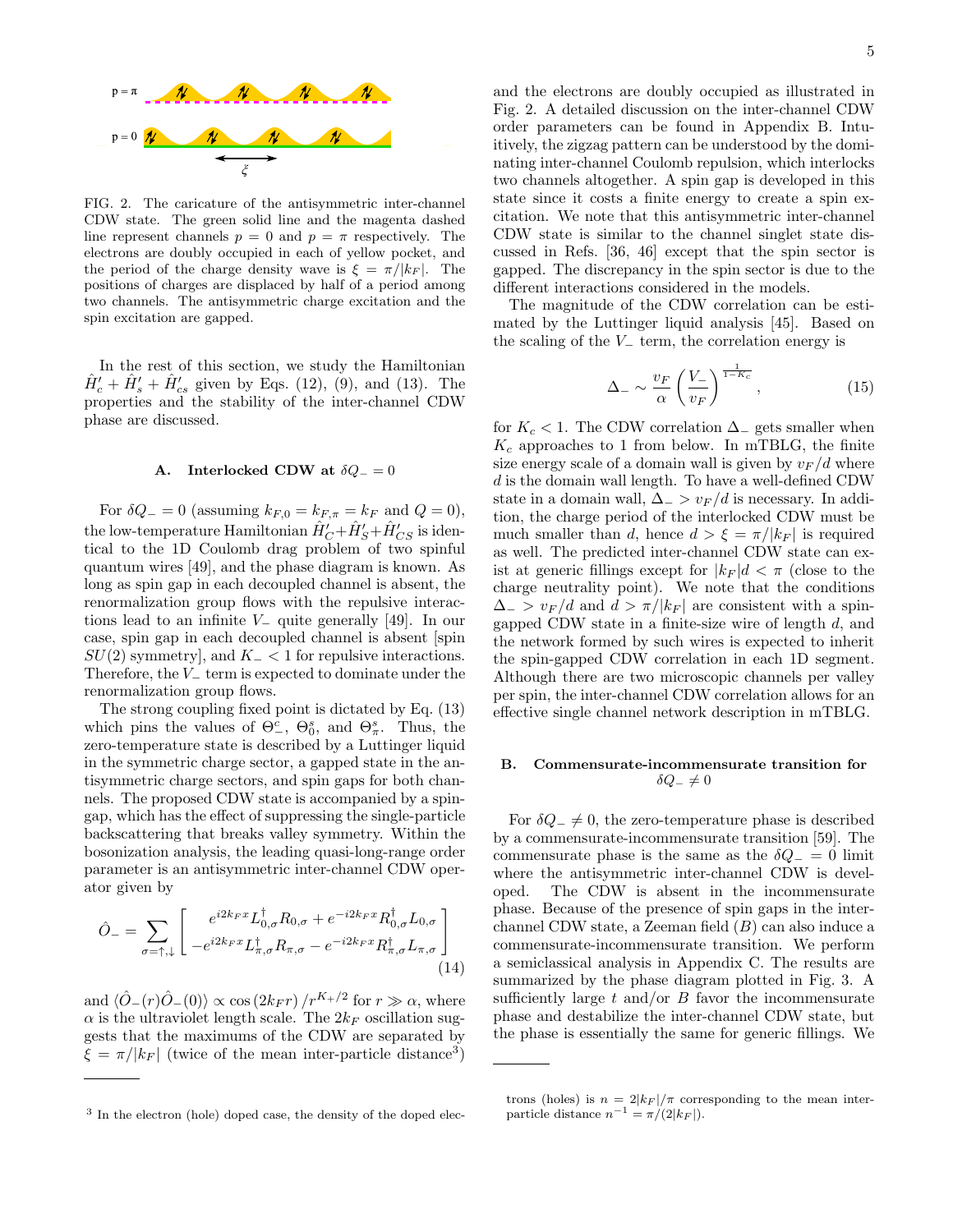p = π

p = 0

$\xi$

FIG. 2. The caricature of the antisymmetric inter-channel CDW state. The green solid line and the magenta dashed line represent channels $p = 0$ and $p = \pi$ respectively. The electrons are doubly occupied in each of yellow pocket, and the period of the charge density wave is $\xi = \pi/|k_F|$. The positions of charges are displaced by half of a period among two channels. The antisymmetric charge excitation and the spin excitation are gapped.

In the rest of this section, we study the Hamiltonian $\hat{H}'_c + \hat{H}'_s + \hat{H}'_{cs}$ given by Eqs. (12), (9), and (13). The properties and the stability of the inter-channel CDW phase are discussed.

### A. Interlocked CDW at $\delta Q_- = 0$

For $\delta Q_- = 0$ (assuming $k_{F,0} = k_{F,\pi} = k_F$ and $Q = 0$), the low-temperature Hamiltonian $\hat{H}'_C + \hat{H}'_S + \hat{H}'_{CS}$ is identical to the 1D Coulomb drag problem of two spinful quantum wires [49], and the phase diagram is known. As long as spin gap in each decoupled channel is absent, the renormalization group flows with the repulsive interactions lead to an infinite $V_-$ quite generally [49]. In our case, spin gap in each decoupled channel is absent [spin $SU(2)$ symmetry], and $K_- < 1$ for repulsive interactions. Therefore, the $V_-$ term is expected to dominate under the renormalization group flows.

The strong coupling fixed point is dictated by Eq. (13) which pins the values of $\Theta^c_-$, $\Theta^s_0$, and $\Theta^s_\pi$. Thus, the zero-temperature state is described by a Luttinger liquid in the symmetric charge sector, a gapped state in the antisymmetric charge sectors, and spin gaps for both channels. The proposed CDW state is accompanied by a spin-gap, which has the effect of suppressing the single-particle backscattering that breaks valley symmetry. Within the bosonization analysis, the leading quasi-long-range order parameter is an antisymmetric inter-channel CDW operator given by

$$\hat{O}_- = \sum_{\sigma=\uparrow,\downarrow} \begin{bmatrix} e^{i2k_F x} L^\dagger_{0,\sigma} R_{0,\sigma} + e^{-i2k_F x} R^\dagger_{0,\sigma} L_{0,\sigma} \\ -e^{i2k_F x} L^\dagger_{\pi,\sigma} R_{\pi,\sigma} - e^{-i2k_F x} R^\dagger_{\pi,\sigma} L_{\pi,\sigma} \end{bmatrix} \tag{14}$$

and $\langle \hat{O}_-(r)\hat{O}_-(0)\rangle \propto \cos(2k_F r)/r^{K_+/2}$ for $r \gg \alpha$, where $\alpha$ is the ultraviolet length scale. The $2k_F$ oscillation suggests that the maximums of the CDW are separated by $\xi = \pi/|k_F|$ (twice of the mean inter-particle distance[3]) and the electrons are doubly occupied as illustrated in Fig. 2. A detailed discussion on the inter-channel CDW order parameters can be found in Appendix B. Intuitively, the zigzag pattern can be understood by the dominating inter-channel Coulomb repulsion, which interlocks two channels altogether. A spin gap is developed in this state since it costs a finite energy to create a spin excitation. We note that this antisymmetric inter-channel CDW state is similar to the channel singlet state discussed in Refs. [36, 46] except that the spin sector is gapped. The discrepancy in the spin sector is due to the different interactions considered in the models.

The magnitude of the CDW correlation can be estimated by the Luttinger liquid analysis [45]. Based on the scaling of the $V_-$ term, the correlation energy is

$$\Delta_- \sim \frac{v_F}{\alpha}\left(\frac{V_-}{v_F}\right)^{\frac{1}{1-K_c}}, \tag{15}$$

for $K_c < 1$. The CDW correlation $\Delta_-$ gets smaller when $K_c$ approaches to 1 from below. In mTBLG, the finite size energy scale of a domain wall is given by $v_F/d$ where $d$ is the domain wall length. To have a well-defined CDW state in a domain wall, $\Delta_- > v_F/d$ is necessary. In addition, the charge period of the interlocked CDW must be much smaller than $d$, hence $d > \xi = \pi/|k_F|$ is required as well. The predicted inter-channel CDW state can exist at generic fillings except for $|k_F|d < \pi$ (close to the charge neutrality point). We note that the conditions $\Delta_- > v_F/d$ and $d > \pi/|k_F|$ are consistent with a spin-gapped CDW state in a finite-size wire of length $d$, and the network formed by such wires is expected to inherit the spin-gapped CDW correlation in each 1D segment. Although there are two microscopic channels per valley per spin, the inter-channel CDW order allows for an effective single channel network description in mTBLG.

### B. Commensurate-incommensurate transition for $\delta Q_- \neq 0$

For $\delta Q_- \neq 0$, the zero-temperature phase is described by a commensurate-incommensurate transition [59]. The commensurate phase is the same as the $\delta Q_- = 0$ limit where the antisymmetric inter-channel CDW is developed. The CDW is absent in the incommensurate phase. Because of the presence of spin gaps in the inter-channel CDW state, a Zeeman field ($B$) can also induce a commensurate-incommensurate transition. We perform a semiclassical analysis in Appendix C. The results are summarized by the phase diagram plotted in Fig. 3. A sufficiently large $t$ and/or $B$ favor the incommensurate phase and destabilize the inter-channel CDW state, but the phase is essentially the same for generic fillings. We

[3] In the electron (hole) doped case, the density of the doped electrons (holes) is $n = 2|k_F|/\pi$ corresponding to the mean inter-particle distance $n^{-1} = \pi/(2|k_F|)$.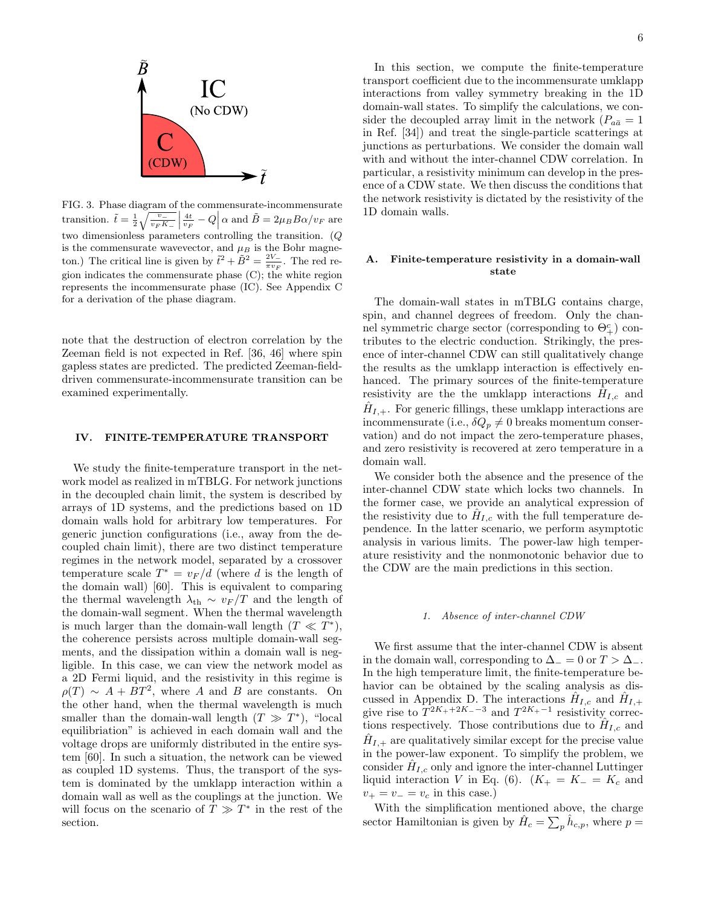$\tilde{B}$

IC

(No CDW)

C

(CDW)

$\tilde{t}$

FIG. 3. Phase diagram of the commensurate-incommensurate transition. $\tilde{t} = \frac{1}{2}\sqrt{\frac{v_-}{v_F K_-}}\left|\frac{4t}{v_F} - Q\right|\alpha$ and $\tilde{B} = 2\mu_B B\alpha/v_F$ are two dimensionless parameters controlling the transition. ($Q$ is the commensurate wavevector, and $\mu_B$ is the Bohr magneton.) The critical line is given by $\tilde{t}^2 + \tilde{B}^2 = \frac{2V_-}{\pi v_F}$. The red region indicates the commensurate phase (C); the white region represents the incommensurate phase (IC). See Appendix C for a derivation of the phase diagram.

note that the destruction of electron correlation by the Zeeman field is not expected in Ref. [36, 46] where spin gapless states are predicted. The predicted Zeeman-field-driven commensurate-incommensurate transition can be examined experimentally.

## IV. FINITE-TEMPERATURE TRANSPORT

We study the finite-temperature transport in the network model as realized in mTBLG. For network junctions in the decoupled chain limit, the system is described by arrays of 1D systems, and the predictions based on 1D domain walls hold for arbitrary low temperatures. For generic junction configurations (i.e., away from the decoupled chain limit), there are two distinct temperature regimes in the network model, separated by a crossover temperature scale $T^* = v_F/d$ (where $d$ is the length of the domain wall) [60]. This is equivalent to comparing the thermal wavelength $\lambda_{\rm th} \sim v_F/T$ and the length of the domain-wall segment. When the thermal wavelength is much larger than the domain-wall length ($T \ll T^*$), the coherence persists across multiple domain-wall segments, and the dissipation within a domain wall is negligible. In this case, we can view the network model as a 2D Fermi liquid, and the resistivity in this regime is $\rho(T) \sim A + BT^2$, where $A$ and $B$ are constants. On the other hand, when the thermal wavelength is much smaller than the domain-wall length ($T \gg T^*$), "local equilibriation" is achieved in each domain wall and the voltage drops are uniformly distributed in the entire system [60]. In such a situation, the network can be viewed as coupled 1D systems. Thus, the transport of the system is dominated by the umklapp interaction within a domain wall as well as the couplings at the junction. We will focus on the scenario of $T \gg T^*$ in the rest of the section.

In this section, we compute the finite-temperature transport coefficient due to the incommensurate umklapp interactions from valley symmetry breaking in the 1D domain-wall states. To simplify the calculations, we consider the decoupled array limit in the network ($P_{a\bar{a}} = 1$ in Ref. [34]) and treat the single-particle scatterings at junctions as perturbations. We consider the domain wall with and without the inter-channel CDW correlation. In particular, a resistivity minimum can develop in the presence of a CDW state. We then discuss the conditions that the network resistivity is dictated by the resistivity of the 1D domain walls.

### A. Finite-temperature resistivity in a domain-wall state

The domain-wall states in mTBLG contains charge, spin, and channel degrees of freedom. Only the channel symmetric charge sector (corresponding to $\Theta_+^c$) contributes to the electric conduction. Strikingly, the presence of inter-channel CDW can still qualitatively change the results as the umklapp interaction is effectively enhanced. The primary sources of the finite-temperature resistivity are the the umklapp interactions $\hat{H}_{I,c}$ and $\hat{H}_{I,+}$. For generic fillings, these umklapp interactions are incommensurate (i.e., $\delta Q_p \neq 0$ breaks momentum conservation) and do not impact the zero-temperature phases, and zero resistivity is recovered at zero temperature in a domain wall.

We consider both the absence and the presence of the inter-channel CDW state which locks two channels. In the former case, we provide an analytical expression of the resistivity due to $\hat{H}_{I,c}$ with the full temperature dependence. In the latter scenario, we perform asymptotic analysis in various limits. The power-law high temperature resistivity and the nonmonotonic behavior due to the CDW are the main predictions in this section.

#### 1. Absence of inter-channel CDW

We first assume that the inter-channel CDW is absent in the domain wall, corresponding to $\Delta_- = 0$ or $T > \Delta_-$. In the high temperature limit, the finite-temperature behavior can be obtained by the scaling analysis as discussed in Appendix D. The interactions $\hat{H}_{I,c}$ and $\hat{H}_{I,+}$ give rise to $T^{2K_+ + 2K_- - 3}$ and $T^{2K_+ - 1}$ resistivity corrections respectively. Those contributions due to $\hat{H}_{I,c}$ and $\hat{H}_{I,+}$ are qualitatively similar except for the precise value in the power-law exponent. To simplify the problem, we consider $\hat{H}_{I,c}$ only and ignore the inter-channel Luttinger liquid interaction $V$ in Eq. (6). ($K_+ = K_- = K_c$ and $v_+ = v_- = v_c$ in this case.)

With the simplification mentioned above, the charge sector Hamiltonian is given by $\hat{H}_c = \sum_p \hat{h}_{c,p}$, where $p =$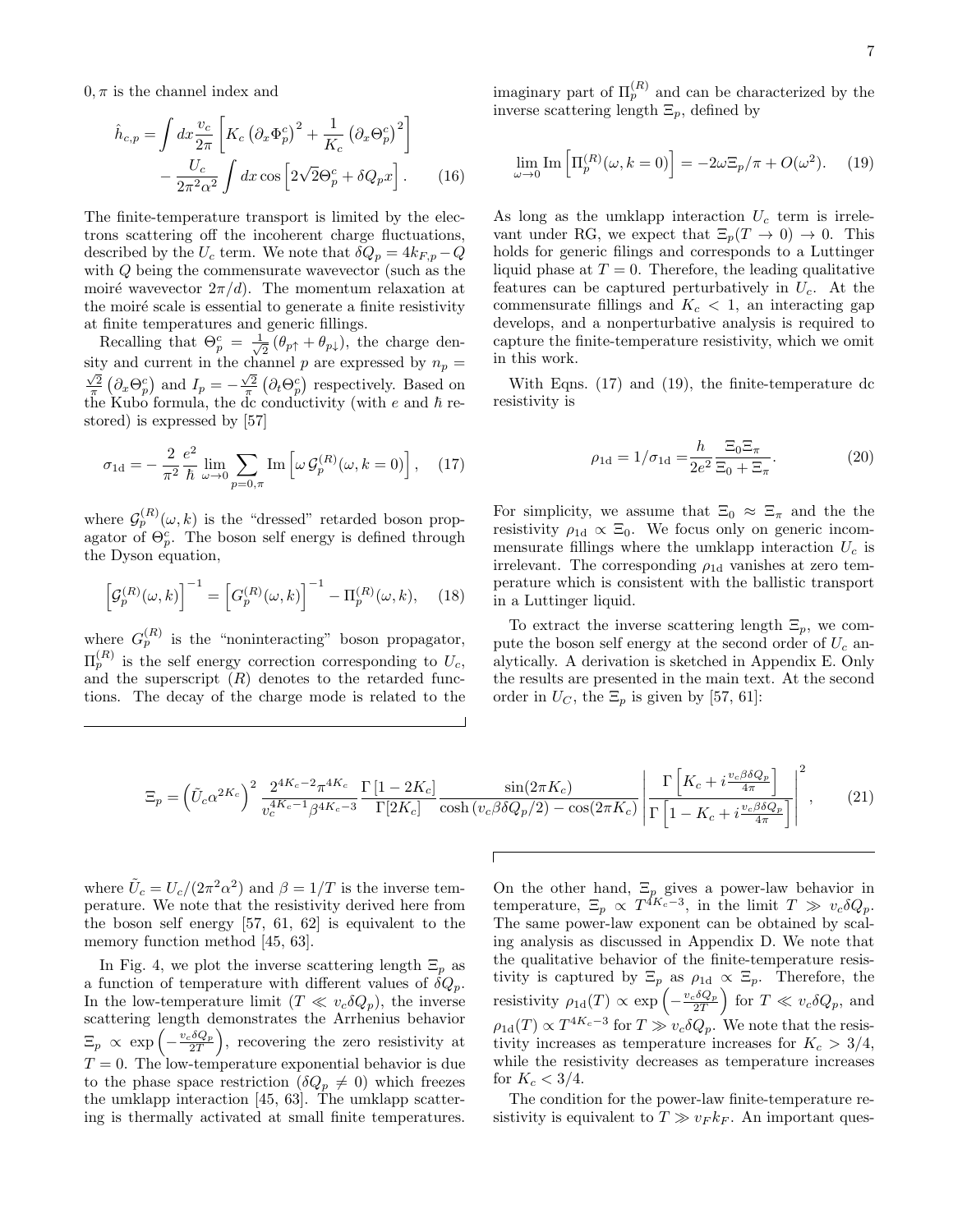$0, \pi$ is the channel index and

$$\hat{h}_{c,p} = \int dx \frac{v_c}{2\pi}\left[K_c\left(\partial_x \Phi_p^c\right)^2 + \frac{1}{K_c}\left(\partial_x \Theta_p^c\right)^2\right] - \frac{U_c}{2\pi^2\alpha^2}\int dx \cos\left[2\sqrt{2}\Theta_p^c + \delta Q_p x\right]. \quad (16)$$

The finite-temperature transport is limited by the electrons scattering off the incoherent charge fluctuations, described by the $U_c$ term. We note that $\delta Q_p = 4k_{F,p} - Q$ with $Q$ being the commensurate wavevector (such as the moiré wavevector $2\pi/d$). The momentum relaxation at the moiré scale is essential to generate a finite resistivity at finite temperatures and generic fillings.

Recalling that $\Theta_p^c = \frac{1}{\sqrt{2}}\left(\theta_{p\uparrow} + \theta_{p\downarrow}\right)$, the charge density and current in the channel $p$ are expressed by $n_p = \frac{\sqrt{2}}{\pi}\left(\partial_x \Theta_p^c\right)$ and $I_p = -\frac{\sqrt{2}}{\pi}\left(\partial_t \Theta_p^c\right)$ respectively. Based on the Kubo formula, the dc conductivity (with $e$ and $\hbar$ restored) is expressed by [57]

$$\sigma_{\rm 1d} = -\frac{2}{\pi^2}\frac{e^2}{\hbar}\lim_{\omega\to 0}\sum_{p=0,\pi}\text{Im}\left[\omega\, \mathcal{G}_p^{(R)}(\omega, k=0)\right], \quad (17)$$

where $\mathcal{G}_p^{(R)}(\omega, k)$ is the "dressed" retarded boson propagator of $\Theta_p^c$. The boson self energy is defined through the Dyson equation,

$$\left[\mathcal{G}_p^{(R)}(\omega, k)\right]^{-1} = \left[G_p^{(R)}(\omega, k)\right]^{-1} - \Pi_p^{(R)}(\omega, k), \quad (18)$$

where $G_p^{(R)}$ is the "noninteracting" boson propagator, $\Pi_p^{(R)}$ is the self energy correction corresponding to $U_c$, and the superscript $(R)$ denotes to the retarded functions. The decay of the charge mode is related to the imaginary part of $\Pi_p^{(R)}$ and can be characterized by the inverse scattering length $\Xi_p$, defined by

$$\lim_{\omega\to 0}\text{Im}\left[\Pi_p^{(R)}(\omega, k=0)\right] = -2\omega\Xi_p/\pi + O(\omega^2). \quad (19)$$

As long as the umklapp interaction $U_c$ term is irrelevant under RG, we expect that $\Xi_p(T\to 0)\to 0$. This holds for generic filings and corresponds to a Luttinger liquid phase at $T = 0$. Therefore, the leading qualitative features can be captured perturbatively in $U_c$. At the commensurate fillings and $K_c < 1$, an interacting gap develops, and a nonperturbative analysis is required to capture the finite-temperature resistivity, which we omit in this work.

With Eqns. (17) and (19), the finite-temperature dc resistivity is

$$\rho_{\rm 1d} = 1/\sigma_{\rm 1d} = \frac{h}{2e^2}\frac{\Xi_0\Xi_\pi}{\Xi_0 + \Xi_\pi}. \quad (20)$$

For simplicity, we assume that $\Xi_0 \approx \Xi_\pi$ and the the resistivity $\rho_{\rm 1d} \propto \Xi_0$. We focus only on generic incommensurate fillings where the umklapp interaction $U_c$ is irrelevant. The corresponding $\rho_{\rm 1d}$ vanishes at zero temperature which is consistent with the ballistic transport in a Luttinger liquid.

To extract the inverse scattering length $\Xi_p$, we compute the boson self energy at the second order of $U_c$ analytically. A derivation is sketched in Appendix E. Only the results are presented in the main text. At the second order in $U_C$, the $\Xi_p$ is given by [57, 61]:

$$\Xi_p = \left(\tilde{U}_c\alpha^{2K_c}\right)^2 \frac{2^{4K_c-2}\pi^{4K_c}}{v_c^{4K_c-1}\beta^{4K_c-3}}\frac{\Gamma\left[1-2K_c\right]}{\Gamma[2K_c]}\frac{\sin(2\pi K_c)}{\cosh\left(v_c\beta\delta Q_p/2\right) - \cos(2\pi K_c)}\left|\frac{\Gamma\left[K_c + i\frac{v_c\beta\delta Q_p}{4\pi}\right]}{\Gamma\left[1 - K_c + i\frac{v_c\beta\delta Q_p}{4\pi}\right]}\right|^2, \quad (21)$$

where $\tilde{U}_c = U_c/(2\pi^2\alpha^2)$ and $\beta = 1/T$ is the inverse temperature. We note that the resistivity derived here from the boson self energy [57, 61, 62] is equivalent to the memory function method [45, 63].

In Fig. 4, we plot the inverse scattering length $\Xi_p$ as a function of temperature with different values of $\delta Q_p$. In the low-temperature limit ($T \ll v_c\delta Q_p$), the inverse scattering length demonstrates the Arrhenius behavior $\Xi_p \propto \exp\left(-\frac{v_c\delta Q_p}{2T}\right)$, recovering the zero resistivity at $T = 0$. The low-temperature exponential behavior is due to the phase space restriction ($\delta Q_p \neq 0$) which freezes the umklapp interaction [45, 63]. The umklapp scattering is thermally activated at small finite temperatures. On the other hand, $\Xi_p$ gives a power-law behavior in temperature, $\Xi_p \propto T^{4K_c-3}$, in the limit $T \gg v_c\delta Q_p$. The same power-law exponent can be obtained by scaling analysis as discussed in Appendix D. We note that the qualitative behavior of the finite-temperature resistivity is captured by $\Xi_p$ as $\rho_{\rm 1d} \propto \Xi_p$. Therefore, the resistivity $\rho_{\rm 1d}(T) \propto \exp\left(-\frac{v_c\delta Q_p}{2T}\right)$ for $T \ll v_c\delta Q_p$, and $\rho_{\rm 1d}(T) \propto T^{4K_c-3}$ for $T \gg v_c\delta Q_p$. We note that the resistivity increases as temperature increases for $K_c > 3/4$, while the resistivity decreases as temperature increases for $K_c < 3/4$.

The condition for the power-law finite-temperature resistivity is equivalent to $T \gg v_F k_F$. An important ques-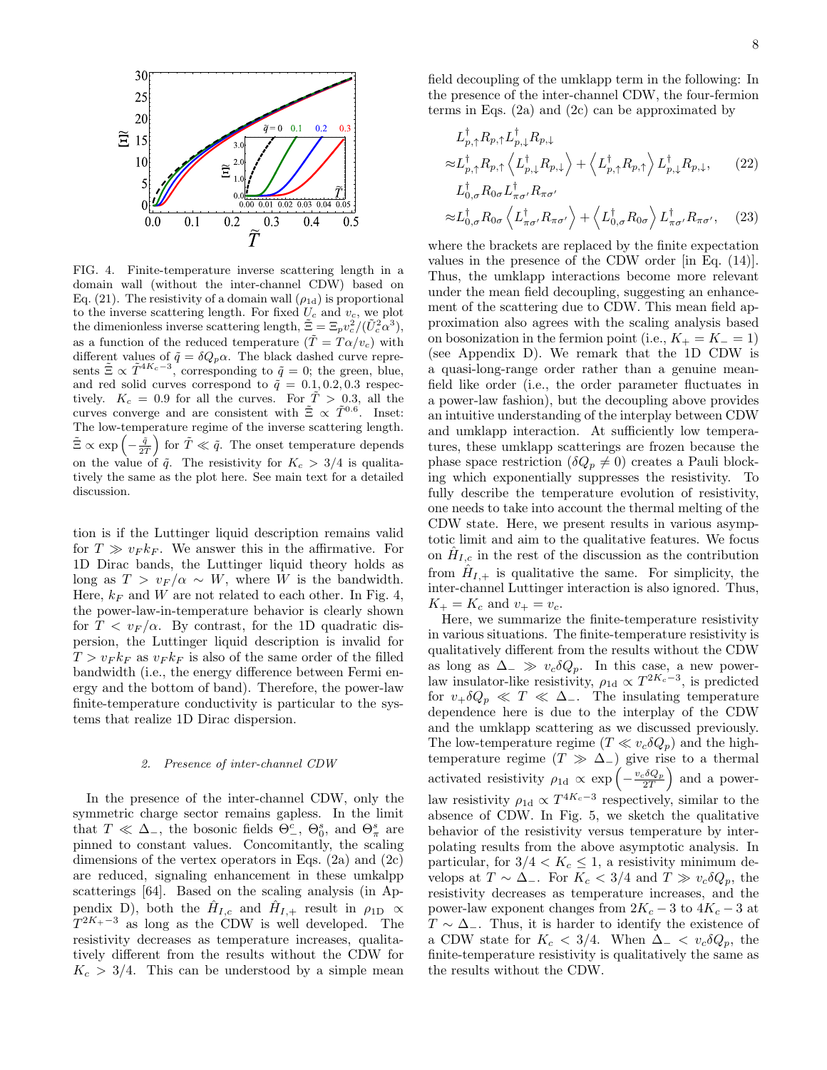30
25
20
$\tilde{\Xi}$ 15
10
5
0
0.0 0.1 0.2 0.3 0.4 0.5
$\tilde{T}$

$\tilde{q}=0$ 0.1 0.2 0.3
3.0
2.0
1.0
0.0
0.00 0.01 0.02 0.03 0.04 0.05
$\tilde{T}$

FIG. 4. Finite-temperature inverse scattering length in a domain wall (without the inter-channel CDW) based on Eq. (21). The resistivity of a domain wall ($\rho_{1\mathrm{d}}$) is proportional to the inverse scattering length. For fixed $U_c$ and $v_c$, we plot the dimenionless inverse scattering length, $\tilde{\Xi} = \Xi_p v_c^2/(\tilde{U}_c^2\alpha^3)$, as a function of the reduced temperature ($\tilde{T} = T\alpha/v_c$) with different values of $\tilde{q} = \delta Q_p \alpha$. The black dashed curve represents $\tilde{\Xi} \propto \tilde{T}^{4K_c-3}$, corresponding to $\tilde{q} = 0$; the green, blue, and red solid curves correspond to $\tilde{q} = 0.1, 0.2, 0.3$ respectively. $K_c = 0.9$ for all the curves. For $\tilde{T} > 0.3$, all the curves converge and are consistent with $\tilde{\Xi} \propto \tilde{T}^{0.6}$. Inset: The low-temperature regime of the inverse scattering length. $\tilde{\Xi} \propto \exp\left(-\frac{\tilde{q}}{2\tilde{T}}\right)$ for $\tilde{T} \ll \tilde{q}$. The onset temperature depends on the value of $\tilde{q}$. The resistivity for $K_c > 3/4$ is qualitatively the same as the plot here. See main text for a detailed discussion.

tion is if the Luttinger liquid description remains valid for $T \gg v_F k_F$. We answer this in the affirmative. For 1D Dirac bands, the Luttinger liquid theory holds as long as $T > v_F/\alpha \sim W$, where $W$ is the bandwidth. Here, $k_F$ and $W$ are not related to each other. In Fig. 4, the power-law-in-temperature behavior is clearly shown for $T < v_F/\alpha$. By contrast, for the 1D quadratic dispersion, the Luttinger liquid description is invalid for $T > v_F k_F$ as $v_F k_F$ is also of the same order of the filled bandwidth (i.e., the energy difference between Fermi energy and the bottom of band). Therefore, the power-law finite-temperature conductivity is particular to the systems that realize 1D Dirac dispersion.

#### 2. Presence of inter-channel CDW

In the presence of the inter-channel CDW, only the symmetric charge sector remains gapless. In the limit that $T \ll \Delta_-$, the bosonic fields $\Theta_-^c$, $\Theta_0^s$, and $\Theta_\pi^s$ are pinned to constant values. Concomitantly, the scaling dimensions of the vertex operators in Eqs. (2a) and (2c) are reduced, signaling enhancement in these umkalpp scatterings [64]. Based on the scaling analysis (in Appendix D), both the $\hat{H}_{I,c}$ and $\hat{H}_{I,+}$ result in $\rho_{1\mathrm{D}} \propto T^{2K_+-3}$ as long as the CDW is well developed. The resistivity decreases as temperature increases, qualitatively different from the results without the CDW for $K_c > 3/4$. This can be understood by a simple mean field decoupling of the umklapp term in the following: In the presence of the inter-channel CDW, the four-fermion terms in Eqs. (2a) and (2c) can be approximated by

$$
\begin{aligned}
& L^\dagger_{p,\uparrow} R_{p,\uparrow} L^\dagger_{p,\downarrow} R_{p,\downarrow} \\
\approx & L^\dagger_{p,\uparrow} R_{p,\uparrow} \left\langle L^\dagger_{p,\downarrow} R_{p,\downarrow} \right\rangle + \left\langle L^\dagger_{p,\uparrow} R_{p,\uparrow} \right\rangle L^\dagger_{p,\downarrow} R_{p,\downarrow}, \qquad (22) \\
& L^\dagger_{0,\sigma} R_{0\sigma} L^\dagger_{\pi\sigma'} R_{\pi\sigma'} \\
\approx & L^\dagger_{0,\sigma} R_{0\sigma} \left\langle L^\dagger_{\pi\sigma'} R_{\pi\sigma'} \right\rangle + \left\langle L^\dagger_{0,\sigma} R_{0\sigma} \right\rangle L^\dagger_{\pi\sigma'} R_{\pi\sigma'}, \qquad (23)
\end{aligned}
$$

where the brackets are replaced by the finite expectation values in the presence of the CDW order [in Eq. (14)]. Thus, the umklapp interactions become more relevant under the mean field decoupling, suggesting an enhancement of the scattering due to CDW. This mean field approximation also agrees with the scaling analysis based on bosonization in the fermion point (i.e., $K_+ = K_- = 1$) (see Appendix D). We remark that the 1D CDW is a quasi-long-range order rather than a genuine mean-field like order (i.e., the order parameter fluctuates in a power-law fashion), but the decoupling above provides an intuitive understanding of the interplay between CDW and umklapp interaction. At sufficiently low temperatures, these umklapp scatterings are frozen because the phase space restriction ($\delta Q_p \neq 0$) creates a Pauli blocking which exponentially suppresses the resistivity. To fully describe the temperature evolution of resistivity, one needs to take into account the thermal melting of the CDW state. Here, we present results in various asymptotic limit and aim to the qualitative features. We focus on $\hat{H}_{I,c}$ in the rest of the discussion as the contribution from $\hat{H}_{I,+}$ is qualitative the same. For simplicity, the inter-channel Luttinger interaction is also ignored. Thus, $K_+ = K_c$ and $v_+ = v_c$.

Here, we summarize the finite-temperature resistivity in various situations. The finite-temperature resistivity is qualitatively different from the results without the CDW as long as $\Delta_- \gg v_c\delta Q_p$. In this case, a new power-law insulator-like resistivity, $\rho_{1\mathrm{d}} \propto T^{2K_c-3}$, is predicted for $v_+\delta Q_p \ll T \ll \Delta_-$. The insulating temperature dependence here is due to the interplay of the CDW and the umklapp scattering as we discussed previously. The low-temperature regime ($T \ll v_c\delta Q_p$) and the high-temperature regime ($T \gg \Delta_-$) give rise to a thermal activated resistivity $\rho_{1\mathrm{d}} \propto \exp\left(-\frac{v_c\delta Q_p}{2T}\right)$ and a power-law resistivity $\rho_{1\mathrm{d}} \propto T^{4K_c-3}$ respectively, similar to the absence of CDW. In Fig. 5, we sketch the qualitative behavior of the resistivity versus temperature by interpolating results from the above asymptotic analysis. In particular, for $3/4 < K_c \leq 1$, a resistivity minimum develops at $T \sim \Delta_-$. For $K_c < 3/4$ and $T \gg v_c\delta Q_p$, the resistivity decreases as temperature increases, and the power-law exponent changes from $2K_c - 3$ to $4K_c - 3$ at $T \sim \Delta_-$. Thus, it is harder to identify the existence of a CDW state for $K_c < 3/4$. When $\Delta_- < v_c\delta Q_p$, the finite-temperature resistivity is qualitatively the same as the results without the CDW.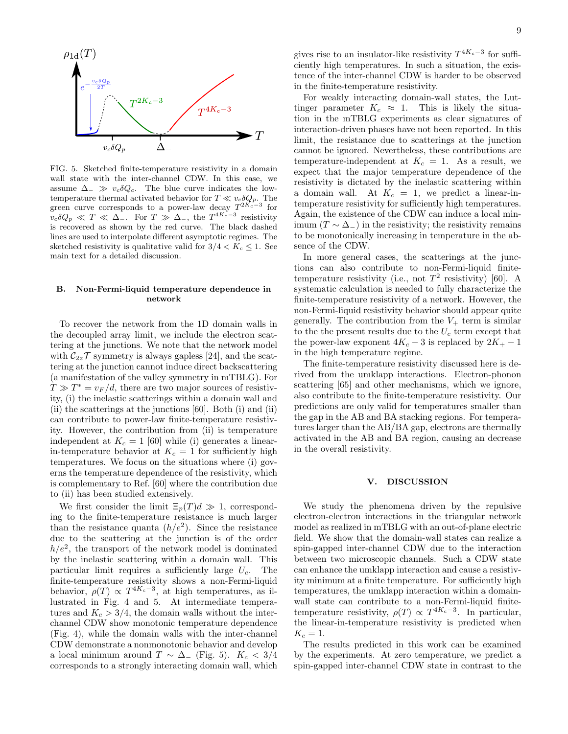$\rho_{1d}(T)$

$e^{-\frac{v_c \delta Q_p}{2T}}$

$T^{2K_c-3}$

$T^{4K_c-3}$

$v_c\delta Q_p$

$\Delta_-$

$T$

FIG. 5. Sketched finite-temperature resistivity in a domain wall state with the inter-channel CDW. In this case, we assume $\Delta_- \gg v_c\delta Q_c$. The blue curve indicates the low-temperature thermal activated behavior for $T \ll v_c\delta Q_p$. The green curve corresponds to a power-law decay $T^{2K_c-3}$ for $v_c\delta Q_p \ll T \ll \Delta_-$. For $T \gg \Delta_-$, the $T^{4K_c-3}$ resistivity is recovered as shown by the red curve. The black dashed lines are used to interpolate different asymptotic regimes. The sketched resistivity is qualitative valid for $3/4 < K_c \leq 1$. See main text for a detailed discussion.

### B. Non-Fermi-liquid temperature dependence in network

To recover the network from the 1D domain walls in the decoupled array limit, we include the electron scattering at the junctions. We note that the network model with $\mathcal{C}_{2z}\mathcal{T}$ symmetry is always gapless [24], and the scattering at the junction cannot induce direct backscattering (a manifestation of the valley symmetry in mTBLG). For $T \gg T^* = v_F/d$, there are two major sources of resistivity, (i) the inelastic scatterings within a domain wall and (ii) the scatterings at the junctions [60]. Both (i) and (ii) can contribute to power-law finite-temperature resistivity. However, the contribution from (ii) is temperature independent at $K_c = 1$ [60] while (i) generates a linear-in-temperature behavior at $K_c = 1$ for sufficiently high temperatures. We focus on the situations where (i) governs the temperature dependence of the resistivity, which is complementary to Ref. [60] where the contribution due to (ii) has been studied extensively.

We first consider the limit $\Xi_p(T)d \gg 1$, corresponding to the finite-temperature resistance is much larger than the resistance quanta $(h/e^2)$. Since the resistance due to the scattering at the junction is of the order $h/e^2$, the transport of the network model is dominated by the inelastic scattering within a domain wall. This particular limit requires a sufficiently large $U_c$. The finite-temperature resistivity shows a non-Fermi-liquid behavior, $\rho(T) \propto T^{4K_c-3}$, at high temperatures, as illustrated in Fig. 4 and 5. At intermediate temperatures and $K_c > 3/4$, the domain walls without the inter-channel CDW show monotonic temperature dependence (Fig. 4), while the domain walls with the inter-channel CDW demonstrate a nonmonotonic behavior and develop a local minimum around $T \sim \Delta_-$ (Fig. 5). $K_c < 3/4$ corresponds to a strongly interacting domain wall, which gives rise to an insulator-like resistivity $T^{4K_c-3}$ for sufficiently high temperatures. In such a situation, the existence of the inter-channel CDW is harder to be observed in the finite-temperature resistivity.

For weakly interacting domain-wall states, the Luttinger parameter $K_c \approx 1$. This is likely the situation in the mTBLG experiments as clear signatures of interaction-driven phases have not been reported. In this limit, the resistance due to scatterings at the junction cannot be ignored. Nevertheless, these contributions are temperature-independent at $K_c = 1$. As a result, we expect that the major temperature dependence of the resistivity is dictated by the inelastic scattering within a domain wall. At $K_c = 1$, we predict a linear-in-temperature resistivity for sufficiently high temperatures. Again, the existence of the CDW can induce a local minimum $(T \sim \Delta_-)$ in the resistivity; the resistivity remains to be monotonically increasing in temperature in the absence of the CDW.

In more general cases, the scatterings at the junctions can also contribute to non-Fermi-liquid finite-temperature resistivity (i.e., not $T^2$ resistivity) [60]. A systematic calculation is needed to fully characterize the finite-temperature resistivity of a network. However, the non-Fermi-liquid resistivity behavior should appear quite generally. The contribution from the $V_+$ term is similar to the the present results due to the $U_c$ term except that the power-law exponent $4K_c - 3$ is replaced by $2K_+ - 1$ in the high temperature regime.

The finite-temperature resistivity discussed here is derived from the umklapp interactions. Electron-phonon scattering [65] and other mechanisms, which we ignore, also contribute to the finite-temperature resistivity. Our predictions are only valid for temperatures smaller than the gap in the AB and BA stacking regions. For temperatures larger than the AB/BA gap, electrons are thermally activated in the AB and BA region, causing an decrease in the overall resistivity.

## V. DISCUSSION

We study the phenomena driven by the repulsive electron-electron interactions in the triangular network model as realized in mTBLG with an out-of-plane electric field. We show that the domain-wall states can realize a spin-gapped inter-channel CDW due to the interaction between two microscopic channels. Such a CDW state can enhance the umklapp interaction and cause a resistivity minimum at a finite temperature. For sufficiently high temperatures, the umklapp interaction within a domain-wall state can contribute to a non-Fermi-liquid finite-temperature resistivity, $\rho(T) \propto T^{4K_c-3}$. In particular, the linear-in-temperature resistivity is predicted when $K_c = 1$.

The results predicted in this work can be examined by the experiments. At zero temperature, we predict a spin-gapped inter-channel CDW state in contrast to the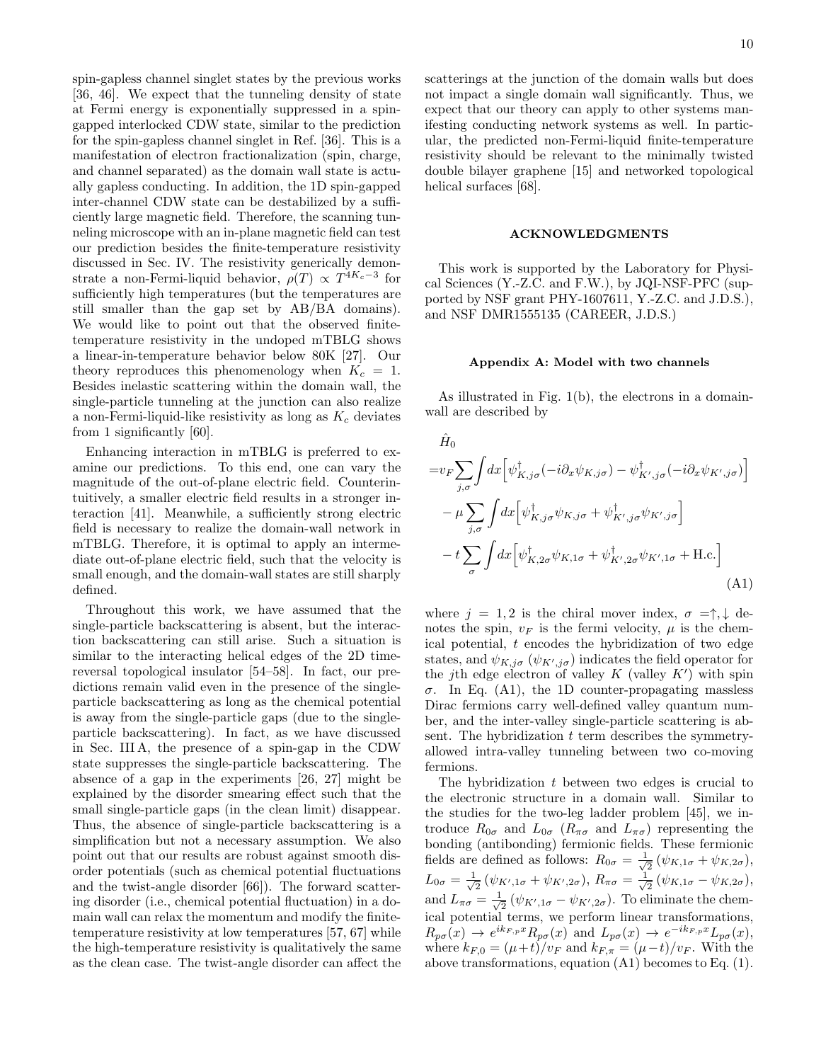spin-gapless channel singlet states by the previous works [36, 46]. We expect that the tunneling density of state at Fermi energy is exponentially suppressed in a spin-gapped interlocked CDW state, similar to the prediction for the spin-gapless channel singlet in Ref. [36]. This is a manifestation of electron fractionalization (spin, charge, and channel separated) as the domain wall state is actually gapless conducting. In addition, the 1D spin-gapped inter-channel CDW state can be destabilized by a sufficiently large magnetic field. Therefore, the scanning tunneling microscope with an in-plane magnetic field can test our prediction besides the finite-temperature resistivity discussed in Sec. IV. The resistivity generically demonstrate a non-Fermi-liquid behavior, $\rho(T) \propto T^{4K_c-3}$ for sufficiently high temperatures (but the temperatures are still smaller than the gap set by AB/BA domains). We would like to point out that the observed finite-temperature resistivity in the undoped mTBLG shows a linear-in-temperature behavior below 80K [27]. Our theory reproduces this phenomenology when $K_c = 1$. Besides inelastic scattering within the domain wall, the single-particle tunneling at the junction can also realize a non-Fermi-liquid-like resistivity as long as $K_c$ deviates from 1 significantly [60].

Enhancing interaction in mTBLG is preferred to examine our predictions. To this end, one can vary the magnitude of the out-of-plane electric field. Counterintuitively, a smaller electric field results in a stronger interaction [41]. Meanwhile, a sufficiently strong electric field is necessary to realize the domain-wall network in mTBLG. Therefore, it is optimal to apply an intermediate out-of-plane electric field, such that the velocity is small enough, and the domain-wall states are still sharply defined.

Throughout this work, we have assumed that the single-particle backscattering is absent, but the interaction backscattering can still arise. Such a situation is similar to the interacting helical edges of the 2D time-reversal topological insulator [54–58]. In fact, our predictions remain valid even in the presence of the single-particle backscattering as long as the chemical potential is away from the single-particle gaps (due to the single-particle backscattering). In fact, as we have discussed in Sec. III A, the presence of a spin-gap in the CDW state suppresses the single-particle backscattering. The absence of a gap in the experiments [26, 27] might be explained by the disorder smearing effect such that the small single-particle gaps (in the clean limit) disappear. Thus, the absence of single-particle backscattering is a simplification but not a necessary assumption. We also point out that our results are robust against smooth disorder potentials (such as chemical potential fluctuations and the twist-angle disorder [66]). The forward scattering disorder (i.e., chemical potential fluctuation) in a domain wall can relax the momentum and modify the finite-temperature resistivity at low temperatures [57, 67] while the high-temperature resistivity is qualitatively the same as the clean case. The twist-angle disorder can affect the scatterings at the junction of the domain walls but does not impact a single domain wall significantly. Thus, we expect that our theory can apply to other systems manifesting conducting network systems as well. In particular, the predicted non-Fermi-liquid finite-temperature resistivity should be relevant to the minimally twisted double bilayer graphene [15] and networked topological helical surfaces [68].

## ACKNOWLEDGMENTS

This work is supported by the Laboratory for Physical Sciences (Y.-Z.C. and F.W.), by JQI-NSF-PFC (supported by NSF grant PHY-1607611, Y.-Z.C. and J.D.S.), and NSF DMR1555135 (CAREER, J.D.S.)

### Appendix A: Model with two channels

As illustrated in Fig. 1(b), the electrons in a domain-wall are described by

$$
\begin{aligned}
&\hat{H}_0\\
=&v_F\sum_{j,\sigma}\int dx\Big[\psi^\dagger_{K,j\sigma}(-i\partial_x\psi_{K,j\sigma})-\psi^\dagger_{K',j\sigma}(-i\partial_x\psi_{K',j\sigma})\Big]\\
&-\mu\sum_{j,\sigma}\int dx\Big[\psi^\dagger_{K,j\sigma}\psi_{K,j\sigma}+\psi^\dagger_{K',j\sigma}\psi_{K',j\sigma}\Big]\\
&-t\sum_{\sigma}\int dx\Big[\psi^\dagger_{K,2\sigma}\psi_{K,1\sigma}+\psi^\dagger_{K',2\sigma}\psi_{K',1\sigma}+\text{H.c.}\Big]
\end{aligned}
\tag{A1}
$$

where $j = 1, 2$ is the chiral mover index, $\sigma =\uparrow,\downarrow$ denotes the spin, $v_F$ is the fermi velocity, $\mu$ is the chemical potential, $t$ encodes the hybridization of two edge states, and $\psi_{K,j\sigma}$ ($\psi_{K',j\sigma}$) indicates the field operator for the $j$th edge electron of valley $K$ (valley $K'$) with spin $\sigma$. In Eq. (A1), the 1D counter-propagating massless Dirac fermions carry well-defined valley quantum number, and the inter-valley single-particle scattering is absent. The hybridization $t$ term describes the symmetry-allowed intra-valley tunneling between two co-moving fermions.

The hybridization $t$ between two edges is crucial to the electronic structure in a domain wall. Similar to the studies for the two-leg ladder problem [45], we introduce $R_{0\sigma}$ and $L_{0\sigma}$ ($R_{\pi\sigma}$ and $L_{\pi\sigma}$) representing the bonding (antibonding) fermionic fields. These fermionic fields are defined as follows: $R_{0\sigma} = \frac{1}{\sqrt{2}}(\psi_{K,1\sigma} + \psi_{K,2\sigma})$, $L_{0\sigma} = \frac{1}{\sqrt{2}}(\psi_{K',1\sigma} + \psi_{K',2\sigma})$, $R_{\pi\sigma} = \frac{1}{\sqrt{2}}(\psi_{K,1\sigma} - \psi_{K,2\sigma})$, and $L_{\pi\sigma} = \frac{1}{\sqrt{2}}(\psi_{K',1\sigma} - \psi_{K',2\sigma})$. To eliminate the chemical potential terms, we perform linear transformations, $R_{p\sigma}(x) \to e^{ik_{F,p}x}R_{p\sigma}(x)$ and $L_{p\sigma}(x) \to e^{-ik_{F,p}x}L_{p\sigma}(x)$, where $k_{F,0} = (\mu+t)/v_F$ and $k_{F,\pi} = (\mu-t)/v_F$. With the above transformations, equation (A1) becomes to Eq. (1).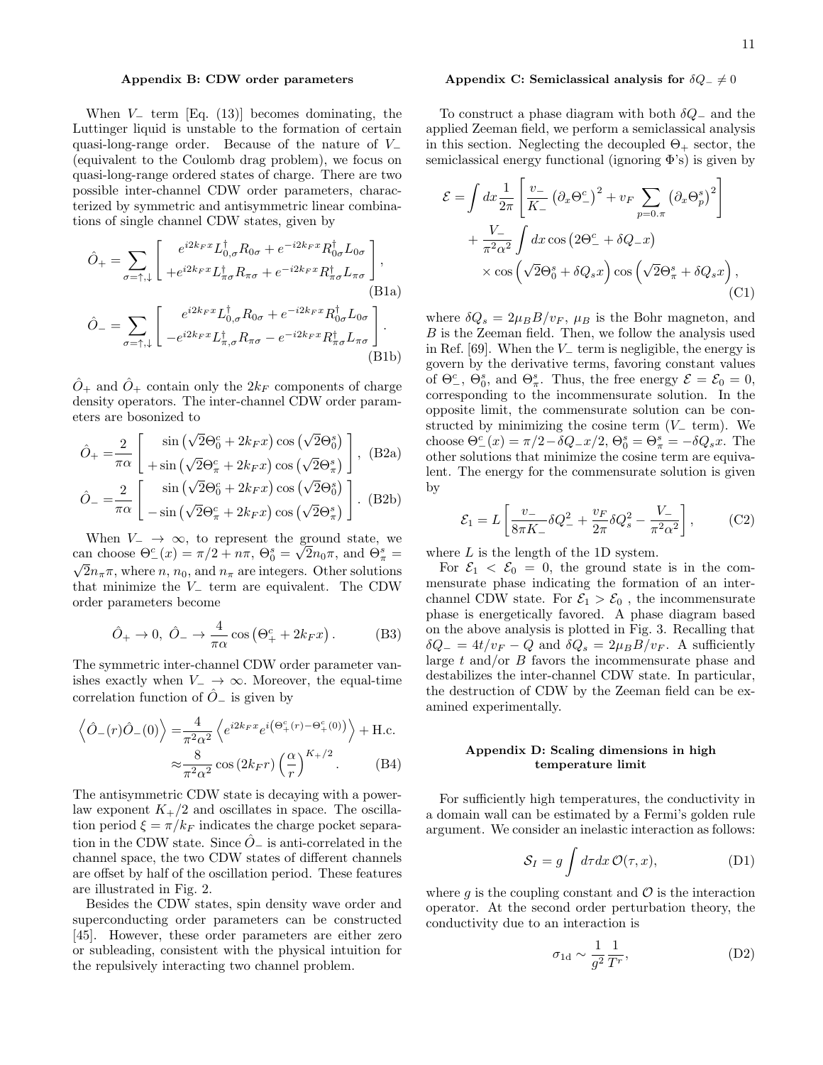### Appendix B: CDW order parameters

When $V_-$ term [Eq. (13)] becomes dominating, the Luttinger liquid is unstable to the formation of certain quasi-long-range order. Because of the nature of $V_-$ (equivalent to the Coulomb drag problem), we focus on quasi-long-range ordered states of charge. There are two possible inter-channel CDW order parameters, characterized by symmetric and antisymmetric linear combinations of single channel CDW states, given by

$$\hat{O}_+ = \sum_{\sigma=\uparrow,\downarrow} \left[ \begin{array}{c} e^{i2k_F x} L^\dagger_{0,\sigma} R_{0\sigma} + e^{-i2k_F x} R^\dagger_{0\sigma} L_{0\sigma} \\ + e^{i2k_F x} L^\dagger_{\pi\sigma} R_{\pi\sigma} + e^{-i2k_F x} R^\dagger_{\pi\sigma} L_{\pi\sigma} \end{array} \right], \tag{B1a}$$

$$\hat{O}_- = \sum_{\sigma=\uparrow,\downarrow} \left[ \begin{array}{c} e^{i2k_F x} L^\dagger_{0,\sigma} R_{0\sigma} + e^{-i2k_F x} R^\dagger_{0\sigma} L_{0\sigma} \\ - e^{i2k_F x} L^\dagger_{\pi,\sigma} R_{\pi\sigma} - e^{-i2k_F x} R^\dagger_{\pi\sigma} L_{\pi\sigma} \end{array} \right]. \tag{B1b}$$

$\hat{O}_+$ and $\hat{O}_+$ contain only the $2k_F$ components of charge density operators. The inter-channel CDW order parameters are bosonized to

$$\hat{O}_+ = \frac{2}{\pi\alpha} \left[ \begin{array}{c} \sin\left(\sqrt{2}\Theta^c_0 + 2k_F x\right) \cos\left(\sqrt{2}\Theta^s_0\right) \\ + \sin\left(\sqrt{2}\Theta^c_\pi + 2k_F x\right) \cos\left(\sqrt{2}\Theta^s_\pi\right) \end{array} \right], \tag{B2a}$$

$$\hat{O}_- = \frac{2}{\pi\alpha} \left[ \begin{array}{c} \sin\left(\sqrt{2}\Theta^c_0 + 2k_F x\right) \cos\left(\sqrt{2}\Theta^s_0\right) \\ - \sin\left(\sqrt{2}\Theta^c_\pi + 2k_F x\right) \cos\left(\sqrt{2}\Theta^s_\pi\right) \end{array} \right]. \tag{B2b}$$

When $V_- \to \infty$, to represent the ground state, we can choose $\Theta^c_-(x) = \pi/2 + n\pi$, $\Theta^s_0 = \sqrt{2}n_0\pi$, and $\Theta^s_\pi = \sqrt{2}n_\pi\pi$, where $n$, $n_0$, and $n_\pi$ are integers. Other solutions that minimize the $V_-$ term are equivalent. The CDW order parameters become

$$\hat{O}_+ \to 0, \ \hat{O}_- \to \frac{4}{\pi\alpha} \cos\left(\Theta^c_+ + 2k_F x\right). \tag{B3}$$

The symmetric inter-channel CDW order parameter vanishes exactly when $V_- \to \infty$. Moreover, the equal-time correlation function of $\hat{O}_-$ is given by

$$\begin{aligned} \left\langle \hat{O}_-(r)\hat{O}_-(0)\right\rangle =& \frac{4}{\pi^2\alpha^2}\left\langle e^{i2k_F x} e^{i\left(\Theta^c_+(r) - \Theta^c_+(0)\right)}\right\rangle + \text{H.c.} \\ \approx& \frac{8}{\pi^2\alpha^2}\cos\left(2k_F r\right)\left(\frac{\alpha}{r}\right)^{K_+/2}. \end{aligned} \tag{B4}$$

The antisymmetric CDW state is decaying with a power-law exponent $K_+/2$ and oscillates in space. The oscillation period $\xi = \pi/k_F$ indicates the charge pocket separation in the CDW state. Since $\hat{O}_-$ is anti-correlated in the channel space, the two CDW states of different channels are offset by half of the oscillation period. These features are illustrated in Fig. 2.

Besides the CDW states, spin density wave order and superconducting order parameters can be constructed [45]. However, these order parameters are either zero or subleading, consistent with the physical intuition for the repulsively interacting two channel problem.

### Appendix C: Semiclassical analysis for $\delta Q_- \neq 0$

To construct a phase diagram with both $\delta Q_-$ and the applied Zeeman field, we perform a semiclassical analysis in this section. Neglecting the decoupled $\Theta_+$ sector, the semiclassical energy functional (ignoring $\Phi$'s) is given by

$$\begin{aligned} \mathcal{E} =& \int dx \frac{1}{2\pi}\left[\frac{v_-}{K_-}\left(\partial_x\Theta^c_-\right)^2 + v_F\sum_{p=0.\pi}\left(\partial_x\Theta^s_p\right)^2\right] \\ &+ \frac{V_-}{\pi^2\alpha^2}\int dx \cos\left(2\Theta^c_- + \delta Q_- x\right) \\ &\times \cos\left(\sqrt{2}\Theta^s_0 + \delta Q_s x\right)\cos\left(\sqrt{2}\Theta^s_\pi + \delta Q_s x\right), \end{aligned} \tag{C1}$$

where $\delta Q_s = 2\mu_B B/v_F$, $\mu_B$ is the Bohr magneton, and $B$ is the Zeeman field. Then, we follow the analysis used in Ref. [69]. When the $V_-$ term is negligible, the energy is govern by the derivative terms, favoring constant values of $\Theta^c_-$, $\Theta^s_0$, and $\Theta^s_\pi$. Thus, the free energy $\mathcal{E} = \mathcal{E}_0 = 0$, corresponding to the incommensurate solution. In the opposite limit, the commensurate solution can be constructed by minimizing the cosine term ($V_-$ term). We choose $\Theta^c_-(x) = \pi/2 - \delta Q_- x/2$, $\Theta^s_0 = \Theta^s_\pi = -\delta Q_s x$. The other solutions that minimize the cosine term are equivalent. The energy for the commensurate solution is given by

$$\mathcal{E}_1 = L\left[\frac{v_-}{8\pi K_-}\delta Q_-^2 + \frac{v_F}{2\pi}\delta Q_s^2 - \frac{V_-}{\pi^2\alpha^2}\right], \tag{C2}$$

where $L$ is the length of the 1D system.

For $\mathcal{E}_1 < \mathcal{E}_0 = 0$, the ground state is in the commensurate phase indicating the formation of an inter-channel CDW state. For $\mathcal{E}_1 > \mathcal{E}_0$, the incommensurate phase is energetically favored. A phase diagram based on the above analysis is plotted in Fig. 3. Recalling that $\delta Q_- = 4t/v_F - Q$ and $\delta Q_s = 2\mu_B B/v_F$. A sufficiently large $t$ and/or $B$ favors the incommensurate phase and destabilizes the inter-channel CDW state. In particular, the destruction of CDW by the Zeeman field can be examined experimentally.

### Appendix D: Scaling dimensions in high temperature limit

For sufficiently high temperatures, the conductivity in a domain wall can be estimated by a Fermi's golden rule argument. We consider an inelastic interaction as follows:

$$\mathcal{S}_I = g\int d\tau dx\, \mathcal{O}(\tau, x), \tag{D1}$$

where $g$ is the coupling constant and $\mathcal{O}$ is the interaction operator. At the second order perturbation theory, the conductivity due to an interaction is

$$\sigma_{1\text{d}} \sim \frac{1}{g^2}\frac{1}{T^r}, \tag{D2}$$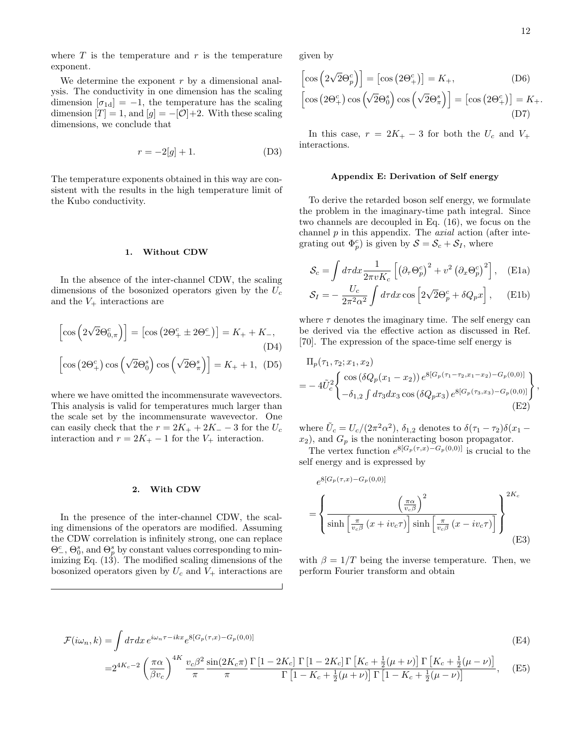where $T$ is the temperature and $r$ is the temperature exponent.

We determine the exponent $r$ by a dimensional analysis. The conductivity in one dimension has the scaling dimension $[\sigma_{1\text{d}}] = -1$, the temperature has the scaling dimension $[T] = 1$, and $[g] = -[\mathcal{O}]+2$. With these scaling dimensions, we conclude that

$$r = -2[g] + 1. \tag{D3}$$

The temperature exponents obtained in this way are consistent with the results in the high temperature limit of the Kubo conductivity.

### 1. Without CDW

In the absence of the inter-channel CDW, the scaling dimensions of the bosonized operators given by the $U_c$ and the $V_+$ interactions are

$$\left[\cos\left(2\sqrt{2}\Theta^c_{0,\pi}\right)\right] = \left[\cos\left(2\Theta^c_+ \pm 2\Theta^c_-\right)\right] = K_+ + K_-, \tag{D4}$$

$$\left[\cos\left(2\Theta^c_+\right)\cos\left(\sqrt{2}\Theta^s_0\right)\cos\left(\sqrt{2}\Theta^s_\pi\right)\right] = K_+ + 1, \tag{D5}$$

where we have omitted the incommensurate wavevectors. This analysis is valid for temperatures much larger than the scale set by the incommensurate wavevector. One can easily check that the $r = 2K_+ + 2K_- - 3$ for the $U_c$ interaction and $r = 2K_+ - 1$ for the $V_+$ interaction.

### 2. With CDW

In the presence of the inter-channel CDW, the scaling dimensions of the operators are modified. Assuming the CDW correlation is infinitely strong, one can replace $\Theta^c_-$, $\Theta^s_0$, and $\Theta^s_p$ by constant values corresponding to minimizing Eq. (13). The modified scaling dimensions of the bosonized operators given by $U_c$ and $V_+$ interactions are given by

$$\left[\cos\left(2\sqrt{2}\Theta^c_p\right)\right] = \left[\cos\left(2\Theta^c_+\right)\right] = K_+, \tag{D6}$$

$$\left[\cos\left(2\Theta^c_+\right)\cos\left(\sqrt{2}\Theta^s_0\right)\cos\left(\sqrt{2}\Theta^s_\pi\right)\right] = \left[\cos\left(2\Theta^c_+\right)\right] = K_+. \tag{D7}$$

In this case, $r = 2K_+ - 3$ for both the $U_c$ and $V_+$ interactions.

## Appendix E: Derivation of Self energy

To derive the retarded boson self energy, we formulate the problem in the imaginary-time path integral. Since two channels are decoupled in Eq. (16), we focus on the channel $p$ in this appendix. The *axial* action (after integrating out $\Phi^c_p$) is given by $\mathcal{S} = \mathcal{S}_c + \mathcal{S}_I$, where

$$\mathcal{S}_c = \int d\tau dx \frac{1}{2\pi v K_c}\left[\left(\partial_\tau \Theta^c_p\right)^2 + v^2\left(\partial_x \Theta^c_p\right)^2\right], \tag{E1a}$$

$$\mathcal{S}_I = -\frac{U_c}{2\pi^2\alpha^2}\int d\tau dx \cos\left[2\sqrt{2}\Theta^c_p + \delta Q_p x\right], \tag{E1b}$$

where $\tau$ denotes the imaginary time. The self energy can be derived via the effective action as discussed in Ref. [70]. The expression of the space-time self energy is

$$\Pi_p(\tau_1,\tau_2;x_1,x_2) = -4\tilde{U}_c^2\left\{\begin{array}{c}\cos\left(\delta Q_p(x_1-x_2)\right)e^{8[G_p(\tau_1-\tau_2,x_1-x_2)-G_p(0,0)]} \\ -\delta_{1,2}\int d\tau_3 dx_3 \cos\left(\delta Q_p x_3\right)e^{8[G_p(\tau_3,x_3)-G_p(0,0)]}\end{array}\right\}, \tag{E2}$$

where $\tilde{U}_c = U_c/(2\pi^2\alpha^2)$, $\delta_{1,2}$ denotes to $\delta(\tau_1-\tau_2)\delta(x_1-x_2)$, and $G_p$ is the noninteracting boson propagator.

The vertex function $e^{8[G_p(\tau,x)-G_p(0,0)]}$ is crucial to the self energy and is expressed by

$$e^{8[G_p(\tau,x)-G_p(0,0)]} = \left\{\frac{\left(\frac{\pi\alpha}{v_c\beta}\right)^2}{\sinh\left[\frac{\pi}{v_c\beta}\left(x+iv_c\tau\right)\right]\sinh\left[\frac{\pi}{v_c\beta}\left(x-iv_c\tau\right)\right]}\right\}^{2K_c} \tag{E3}$$

with $\beta = 1/T$ being the inverse temperature. Then, we perform Fourier transform and obtain

$$\mathcal{F}(i\omega_n,k) = \int d\tau dx\, e^{i\omega_n\tau - ikx}e^{8[G_p(\tau,x)-G_p(0,0)]} \tag{E4}$$

$$= 2^{4K_c-2}\left(\frac{\pi\alpha}{\beta v_c}\right)^{4K}\frac{v_c\beta^2}{\pi}\frac{\sin(2K_c\pi)}{\pi}\frac{\Gamma\left[1-2K_c\right]\Gamma\left[1-2K_c\right]\Gamma\left[K_c+\frac{1}{2}(\mu+\nu)\right]\Gamma\left[K_c+\frac{1}{2}(\mu-\nu)\right]}{\Gamma\left[1-K_c+\frac{1}{2}(\mu+\nu)\right]\Gamma\left[1-K_c+\frac{1}{2}(\mu-\nu)\right]}, \tag{E5}$$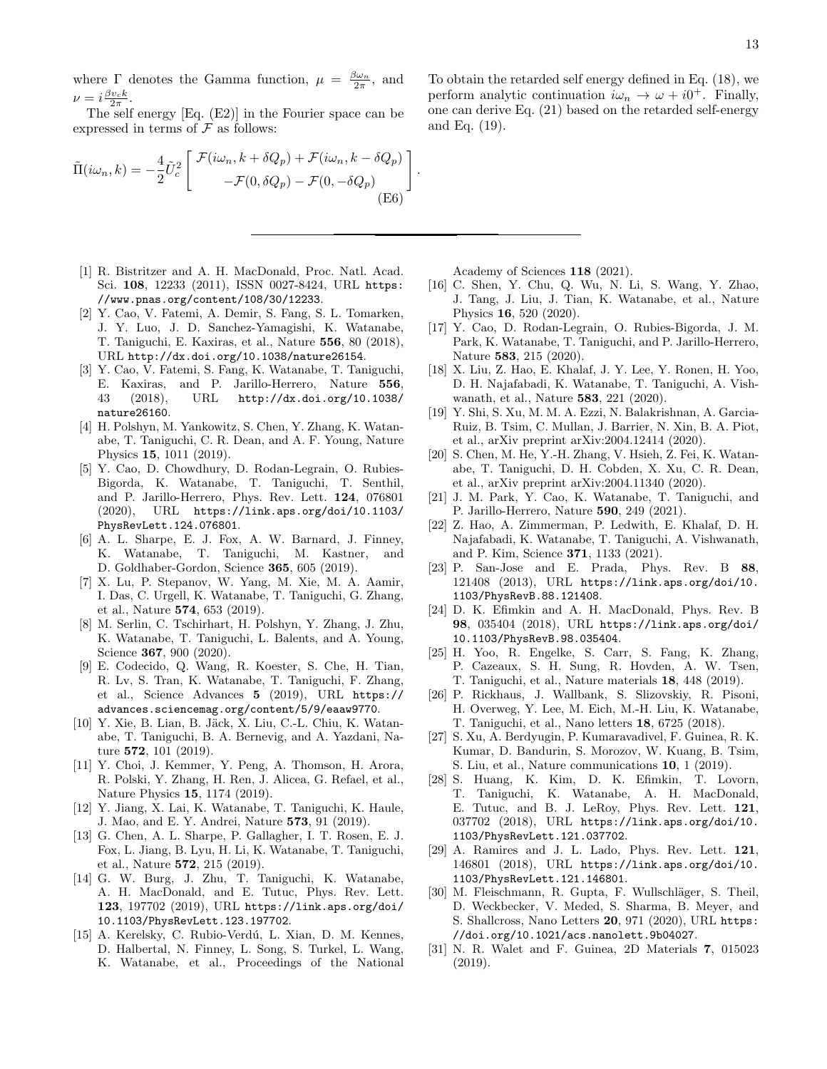where $\Gamma$ denotes the Gamma function, $\mu = \frac{\beta\omega_n}{2\pi}$, and $\nu = i\frac{\beta v_c k}{2\pi}$.

The self energy [Eq. (E2)] in the Fourier space can be expressed in terms of $\mathcal{F}$ as follows:

$$\tilde{\Pi}(i\omega_n, k) = -\frac{4}{2}\tilde{U}_c^2 \left[ \begin{array}{c} \mathcal{F}(i\omega_n, k+\delta Q_p) + \mathcal{F}(i\omega_n, k-\delta Q_p) \\ -\mathcal{F}(0, \delta Q_p) - \mathcal{F}(0, -\delta Q_p) \end{array} \right]. \tag{E6}$$

To obtain the retarded self energy defined in Eq. (18), we perform analytic continuation $i\omega_n \to \omega + i0^+$. Finally, one can derive Eq. (21) based on the retarded self-energy and Eq. (19).

---

[1] R. Bistritzer and A. H. MacDonald, Proc. Natl. Acad. Sci. **108**, 12233 (2011), ISSN 0027-8424, URL https://www.pnas.org/content/108/30/12233.

[2] Y. Cao, V. Fatemi, A. Demir, S. Fang, S. L. Tomarken, J. Y. Luo, J. D. Sanchez-Yamagishi, K. Watanabe, T. Taniguchi, E. Kaxiras, et al., Nature **556**, 80 (2018), URL http://dx.doi.org/10.1038/nature26154.

[3] Y. Cao, V. Fatemi, S. Fang, K. Watanabe, T. Taniguchi, E. Kaxiras, and P. Jarillo-Herrero, Nature **556**, 43 (2018), URL http://dx.doi.org/10.1038/nature26160.

[4] H. Polshyn, M. Yankowitz, S. Chen, Y. Zhang, K. Watanabe, T. Taniguchi, C. R. Dean, and A. F. Young, Nature Physics **15**, 1011 (2019).

[5] Y. Cao, D. Chowdhury, D. Rodan-Legrain, O. Rubies-Bigorda, K. Watanabe, T. Taniguchi, T. Senthil, and P. Jarillo-Herrero, Phys. Rev. Lett. **124**, 076801 (2020), URL https://link.aps.org/doi/10.1103/PhysRevLett.124.076801.

[6] A. L. Sharpe, E. J. Fox, A. W. Barnard, J. Finney, K. Watanabe, T. Taniguchi, M. Kastner, and D. Goldhaber-Gordon, Science **365**, 605 (2019).

[7] X. Lu, P. Stepanov, W. Yang, M. Xie, M. A. Aamir, I. Das, C. Urgell, K. Watanabe, T. Taniguchi, G. Zhang, et al., Nature **574**, 653 (2019).

[8] M. Serlin, C. Tschirhart, H. Polshyn, Y. Zhang, J. Zhu, K. Watanabe, T. Taniguchi, L. Balents, and A. Young, Science **367**, 900 (2020).

[9] E. Codecido, Q. Wang, R. Koester, S. Che, H. Tian, R. Lv, S. Tran, K. Watanabe, T. Taniguchi, F. Zhang, et al., Science Advances **5** (2019), URL https://advances.sciencemag.org/content/5/9/eaaw9770.

[10] Y. Xie, B. Lian, B. Jäck, X. Liu, C.-L. Chiu, K. Watanabe, T. Taniguchi, B. A. Bernevig, and A. Yazdani, Nature **572**, 101 (2019).

[11] Y. Choi, J. Kemmer, Y. Peng, A. Thomson, H. Arora, R. Polski, Y. Zhang, H. Ren, J. Alicea, G. Refael, et al., Nature Physics **15**, 1174 (2019).

[12] Y. Jiang, X. Lai, K. Watanabe, T. Taniguchi, K. Haule, J. Mao, and E. Y. Andrei, Nature **573**, 91 (2019).

[13] G. Chen, A. L. Sharpe, P. Gallagher, I. T. Rosen, E. J. Fox, L. Jiang, B. Lyu, H. Li, K. Watanabe, T. Taniguchi, et al., Nature **572**, 215 (2019).

[14] G. W. Burg, J. Zhu, T. Taniguchi, K. Watanabe, A. H. MacDonald, and E. Tutuc, Phys. Rev. Lett. **123**, 197702 (2019), URL https://link.aps.org/doi/10.1103/PhysRevLett.123.197702.

[15] A. Kerelsky, C. Rubio-Verdú, L. Xian, D. M. Kennes, D. Halbertal, N. Finney, L. Song, S. Turkel, L. Wang, K. Watanabe, et al., Proceedings of the National Academy of Sciences **118** (2021).

[16] C. Shen, Y. Chu, Q. Wu, N. Li, S. Wang, Y. Zhao, J. Tang, J. Liu, J. Tian, K. Watanabe, et al., Nature Physics **16**, 520 (2020).

[17] Y. Cao, D. Rodan-Legrain, O. Rubies-Bigorda, J. M. Park, K. Watanabe, T. Taniguchi, and P. Jarillo-Herrero, Nature **583**, 215 (2020).

[18] X. Liu, Z. Hao, E. Khalaf, J. Y. Lee, Y. Ronen, H. Yoo, D. H. Najafabadi, K. Watanabe, T. Taniguchi, A. Vishwanath, et al., Nature **583**, 221 (2020).

[19] Y. Shi, S. Xu, M. M. A. Ezzi, N. Balakrishnan, A. Garcia-Ruiz, B. Tsim, C. Mullan, J. Barrier, N. Xin, B. A. Piot, et al., arXiv preprint arXiv:2004.12414 (2020).

[20] S. Chen, M. He, Y.-H. Zhang, V. Hsieh, Z. Fei, K. Watanabe, T. Taniguchi, D. H. Cobden, X. Xu, C. R. Dean, et al., arXiv preprint arXiv:2004.11340 (2020).

[21] J. M. Park, Y. Cao, K. Watanabe, T. Taniguchi, and P. Jarillo-Herrero, Nature **590**, 249 (2021).

[22] Z. Hao, A. Zimmerman, P. Ledwith, E. Khalaf, D. H. Najafabadi, K. Watanabe, T. Taniguchi, A. Vishwanath, and P. Kim, Science **371**, 1133 (2021).

[23] P. San-Jose and E. Prada, Phys. Rev. B **88**, 121408 (2013), URL https://link.aps.org/doi/10.1103/PhysRevB.88.121408.

[24] D. K. Efimkin and A. H. MacDonald, Phys. Rev. B **98**, 035404 (2018), URL https://link.aps.org/doi/10.1103/PhysRevB.98.035404.

[25] H. Yoo, R. Engelke, S. Carr, S. Fang, K. Zhang, P. Cazeaux, S. H. Sung, R. Hovden, A. W. Tsen, T. Taniguchi, et al., Nature materials **18**, 448 (2019).

[26] P. Rickhaus, J. Wallbank, S. Slizovskiy, R. Pisoni, H. Overweg, Y. Lee, M. Eich, M.-H. Liu, K. Watanabe, T. Taniguchi, et al., Nano letters **18**, 6725 (2018).

[27] S. Xu, A. Berdyugin, P. Kumaravadivel, F. Guinea, R. K. Kumar, D. Bandurin, S. Morozov, W. Kuang, B. Tsim, S. Liu, et al., Nature communications **10**, 1 (2019).

[28] S. Huang, K. Kim, D. K. Efimkin, T. Lovorn, T. Taniguchi, K. Watanabe, A. H. MacDonald, E. Tutuc, and B. J. LeRoy, Phys. Rev. Lett. **121**, 037702 (2018), URL https://link.aps.org/doi/10.1103/PhysRevLett.121.037702.

[29] A. Ramires and J. L. Lado, Phys. Rev. Lett. **121**, 146801 (2018), URL https://link.aps.org/doi/10.1103/PhysRevLett.121.146801.

[30] M. Fleischmann, R. Gupta, F. Wullschläger, S. Theil, D. Weckbecker, V. Meded, S. Sharma, B. Meyer, and S. Shallcross, Nano Letters **20**, 971 (2020), URL https://doi.org/10.1021/acs.nanolett.9b04027.

[31] N. R. Walet and F. Guinea, 2D Materials **7**, 015023 (2019).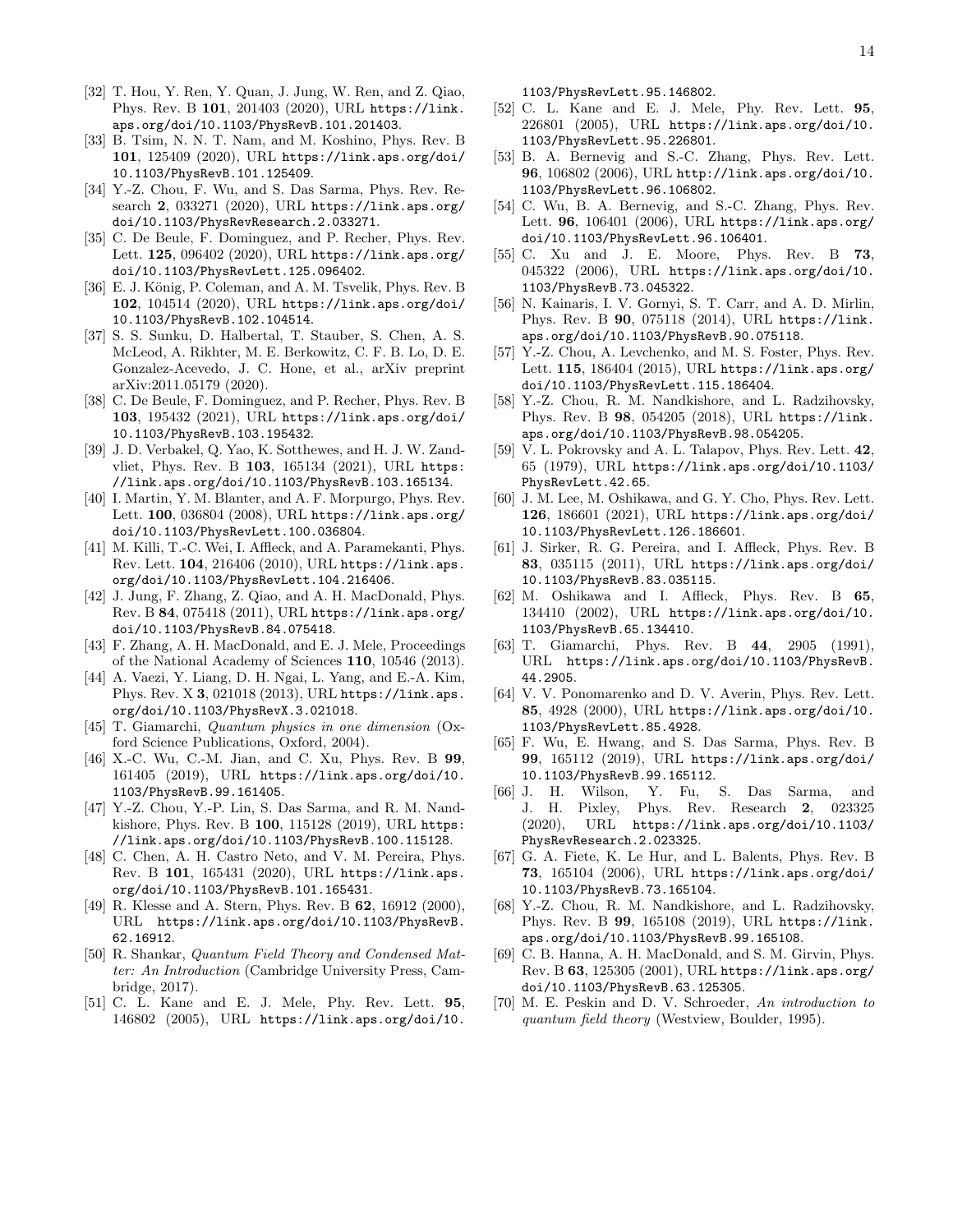[32] T. Hou, Y. Ren, Y. Quan, J. Jung, W. Ren, and Z. Qiao, Phys. Rev. B **101**, 201403 (2020), URL https://link.aps.org/doi/10.1103/PhysRevB.101.201403.

[33] B. Tsim, N. N. T. Nam, and M. Koshino, Phys. Rev. B **101**, 125409 (2020), URL https://link.aps.org/doi/10.1103/PhysRevB.101.125409.

[34] Y.-Z. Chou, F. Wu, and S. Das Sarma, Phys. Rev. Research **2**, 033271 (2020), URL https://link.aps.org/doi/10.1103/PhysRevResearch.2.033271.

[35] C. De Beule, F. Dominguez, and P. Recher, Phys. Rev. Lett. **125**, 096402 (2020), URL https://link.aps.org/doi/10.1103/PhysRevLett.125.096402.

[36] E. J. König, P. Coleman, and A. M. Tsvelik, Phys. Rev. B **102**, 104514 (2020), URL https://link.aps.org/doi/10.1103/PhysRevB.102.104514.

[37] S. S. Sunku, D. Halbertal, T. Stauber, S. Chen, A. S. McLeod, A. Rikhter, M. E. Berkowitz, C. F. B. Lo, D. E. Gonzalez-Acevedo, J. C. Hone, et al., arXiv preprint arXiv:2011.05179 (2020).

[38] C. De Beule, F. Dominguez, and P. Recher, Phys. Rev. B **103**, 195432 (2021), URL https://link.aps.org/doi/10.1103/PhysRevB.103.195432.

[39] J. D. Verbakel, Q. Yao, K. Sotthewes, and H. J. W. Zandvliet, Phys. Rev. B **103**, 165134 (2021), URL https://link.aps.org/doi/10.1103/PhysRevB.103.165134.

[40] I. Martin, Y. M. Blanter, and A. F. Morpurgo, Phys. Rev. Lett. **100**, 036804 (2008), URL https://link.aps.org/doi/10.1103/PhysRevLett.100.036804.

[41] M. Killi, T.-C. Wei, I. Affleck, and A. Paramekanti, Phys. Rev. Lett. **104**, 216406 (2010), URL https://link.aps.org/doi/10.1103/PhysRevLett.104.216406.

[42] J. Jung, F. Zhang, Z. Qiao, and A. H. MacDonald, Phys. Rev. B **84**, 075418 (2011), URL https://link.aps.org/doi/10.1103/PhysRevB.84.075418.

[43] F. Zhang, A. H. MacDonald, and E. J. Mele, Proceedings of the National Academy of Sciences **110**, 10546 (2013).

[44] A. Vaezi, Y. Liang, D. H. Ngai, L. Yang, and E.-A. Kim, Phys. Rev. X **3**, 021018 (2013), URL https://link.aps.org/doi/10.1103/PhysRevX.3.021018.

[45] T. Giamarchi, *Quantum physics in one dimension* (Oxford Science Publications, Oxford, 2004).

[46] X.-C. Wu, C.-M. Jian, and C. Xu, Phys. Rev. B **99**, 161405 (2019), URL https://link.aps.org/doi/10.1103/PhysRevB.99.161405.

[47] Y.-Z. Chou, Y.-P. Lin, S. Das Sarma, and R. M. Nandkishore, Phys. Rev. B **100**, 115128 (2019), URL https://link.aps.org/doi/10.1103/PhysRevB.100.115128.

[48] C. Chen, A. H. Castro Neto, and V. M. Pereira, Phys. Rev. B **101**, 165431 (2020), URL https://link.aps.org/doi/10.1103/PhysRevB.101.165431.

[49] R. Klesse and A. Stern, Phys. Rev. B **62**, 16912 (2000), URL https://link.aps.org/doi/10.1103/PhysRevB.62.16912.

[50] R. Shankar, *Quantum Field Theory and Condensed Matter: An Introduction* (Cambridge University Press, Cambridge, 2017).

[51] C. L. Kane and E. J. Mele, Phy. Rev. Lett. **95**, 146802 (2005), URL https://link.aps.org/doi/10.1103/PhysRevLett.95.146802.

[52] C. L. Kane and E. J. Mele, Phy. Rev. Lett. **95**, 226801 (2005), URL https://link.aps.org/doi/10.1103/PhysRevLett.95.226801.

[53] B. A. Bernevig and S.-C. Zhang, Phys. Rev. Lett. **96**, 106802 (2006), URL http://link.aps.org/doi/10.1103/PhysRevLett.96.106802.

[54] C. Wu, B. A. Bernevig, and S.-C. Zhang, Phys. Rev. Lett. **96**, 106401 (2006), URL https://link.aps.org/doi/10.1103/PhysRevLett.96.106401.

[55] C. Xu and J. E. Moore, Phys. Rev. B **73**, 045322 (2006), URL https://link.aps.org/doi/10.1103/PhysRevB.73.045322.

[56] N. Kainaris, I. V. Gornyi, S. T. Carr, and A. D. Mirlin, Phys. Rev. B **90**, 075118 (2014), URL https://link.aps.org/doi/10.1103/PhysRevB.90.075118.

[57] Y.-Z. Chou, A. Levchenko, and M. S. Foster, Phys. Rev. Lett. **115**, 186404 (2015), URL https://link.aps.org/doi/10.1103/PhysRevLett.115.186404.

[58] Y.-Z. Chou, R. M. Nandkishore, and L. Radzihovsky, Phys. Rev. B **98**, 054205 (2018), URL https://link.aps.org/doi/10.1103/PhysRevB.98.054205.

[59] V. L. Pokrovsky and A. L. Talapov, Phys. Rev. Lett. **42**, 65 (1979), URL https://link.aps.org/doi/10.1103/PhysRevLett.42.65.

[60] J. M. Lee, M. Oshikawa, and G. Y. Cho, Phys. Rev. Lett. **126**, 186601 (2021), URL https://link.aps.org/doi/10.1103/PhysRevLett.126.186601.

[61] J. Sirker, R. G. Pereira, and I. Affleck, Phys. Rev. B **83**, 035115 (2011), URL https://link.aps.org/doi/10.1103/PhysRevB.83.035115.

[62] M. Oshikawa and I. Affleck, Phys. Rev. B **65**, 134410 (2002), URL https://link.aps.org/doi/10.1103/PhysRevB.65.134410.

[63] T. Giamarchi, Phys. Rev. B **44**, 2905 (1991), URL https://link.aps.org/doi/10.1103/PhysRevB.44.2905.

[64] V. V. Ponomarenko and D. V. Averin, Phys. Rev. Lett. **85**, 4928 (2000), URL https://link.aps.org/doi/10.1103/PhysRevLett.85.4928.

[65] F. Wu, E. Hwang, and S. Das Sarma, Phys. Rev. B **99**, 165112 (2019), URL https://link.aps.org/doi/10.1103/PhysRevB.99.165112.

[66] J. H. Wilson, Y. Fu, S. Das Sarma, and J. H. Pixley, Phys. Rev. Research **2**, 023325 (2020), URL https://link.aps.org/doi/10.1103/PhysRevResearch.2.023325.

[67] G. A. Fiete, K. Le Hur, and L. Balents, Phys. Rev. B **73**, 165104 (2006), URL https://link.aps.org/doi/10.1103/PhysRevB.73.165104.

[68] Y.-Z. Chou, R. M. Nandkishore, and L. Radzihovsky, Phys. Rev. B **99**, 165108 (2019), URL https://link.aps.org/doi/10.1103/PhysRevB.99.165108.

[69] C. B. Hanna, A. H. MacDonald, and S. M. Girvin, Phys. Rev. B **63**, 125305 (2001), URL https://link.aps.org/doi/10.1103/PhysRevB.63.125305.

[70] M. E. Peskin and D. V. Schroeder, *An introduction to quantum field theory* (Westview, Boulder, 1995).